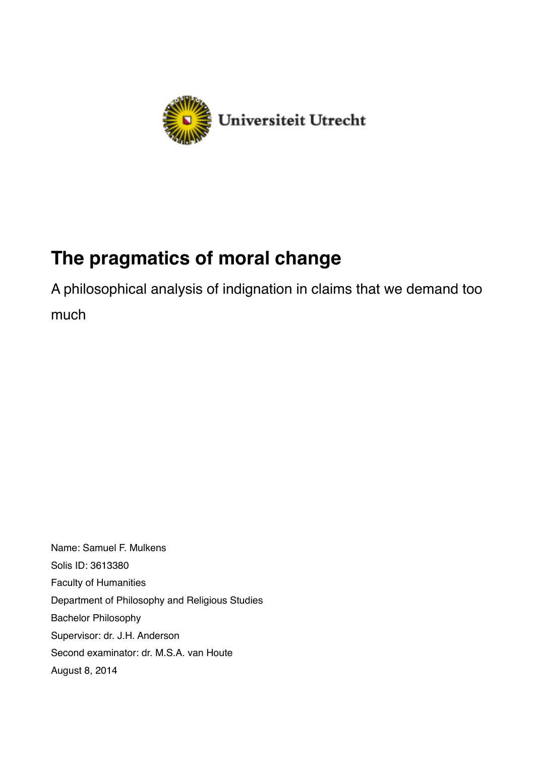Universiteit Utrecht

# The pragmatics of moral change

A philosophical analysis of indignation in claims that we demand too much

Name: Samuel F. Mulkens
Solis ID: 3613380
Faculty of Humanities
Department of Philosophy and Religious Studies
Bachelor Philosophy
Supervisor: dr. J.H. Anderson
Second examinator: dr. M.S.A. van Houte
August 8, 2014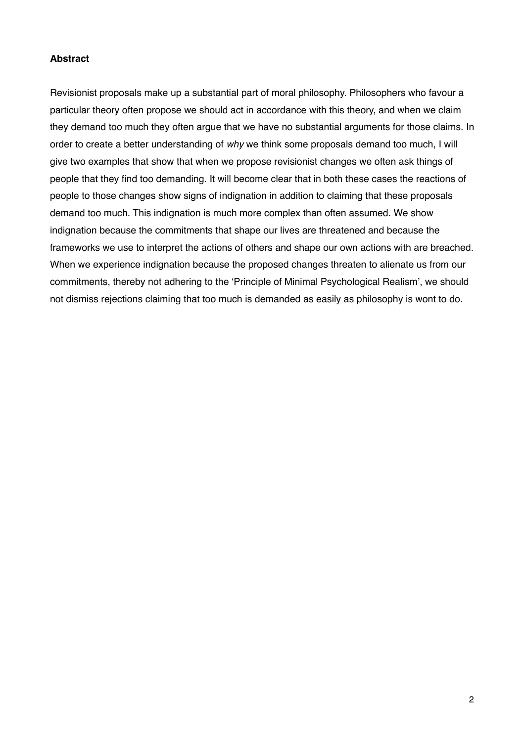**Abstract**

Revisionist proposals make up a substantial part of moral philosophy. Philosophers who favour a particular theory often propose we should act in accordance with this theory, and when we claim they demand too much they often argue that we have no substantial arguments for those claims. In order to create a better understanding of *why* we think some proposals demand too much, I will give two examples that show that when we propose revisionist changes we often ask things of people that they find too demanding. It will become clear that in both these cases the reactions of people to those changes show signs of indignation in addition to claiming that these proposals demand too much. This indignation is much more complex than often assumed. We show indignation because the commitments that shape our lives are threatened and because the frameworks we use to interpret the actions of others and shape our own actions with are breached. When we experience indignation because the proposed changes threaten to alienate us from our commitments, thereby not adhering to the 'Principle of Minimal Psychological Realism', we should not dismiss rejections claiming that too much is demanded as easily as philosophy is wont to do.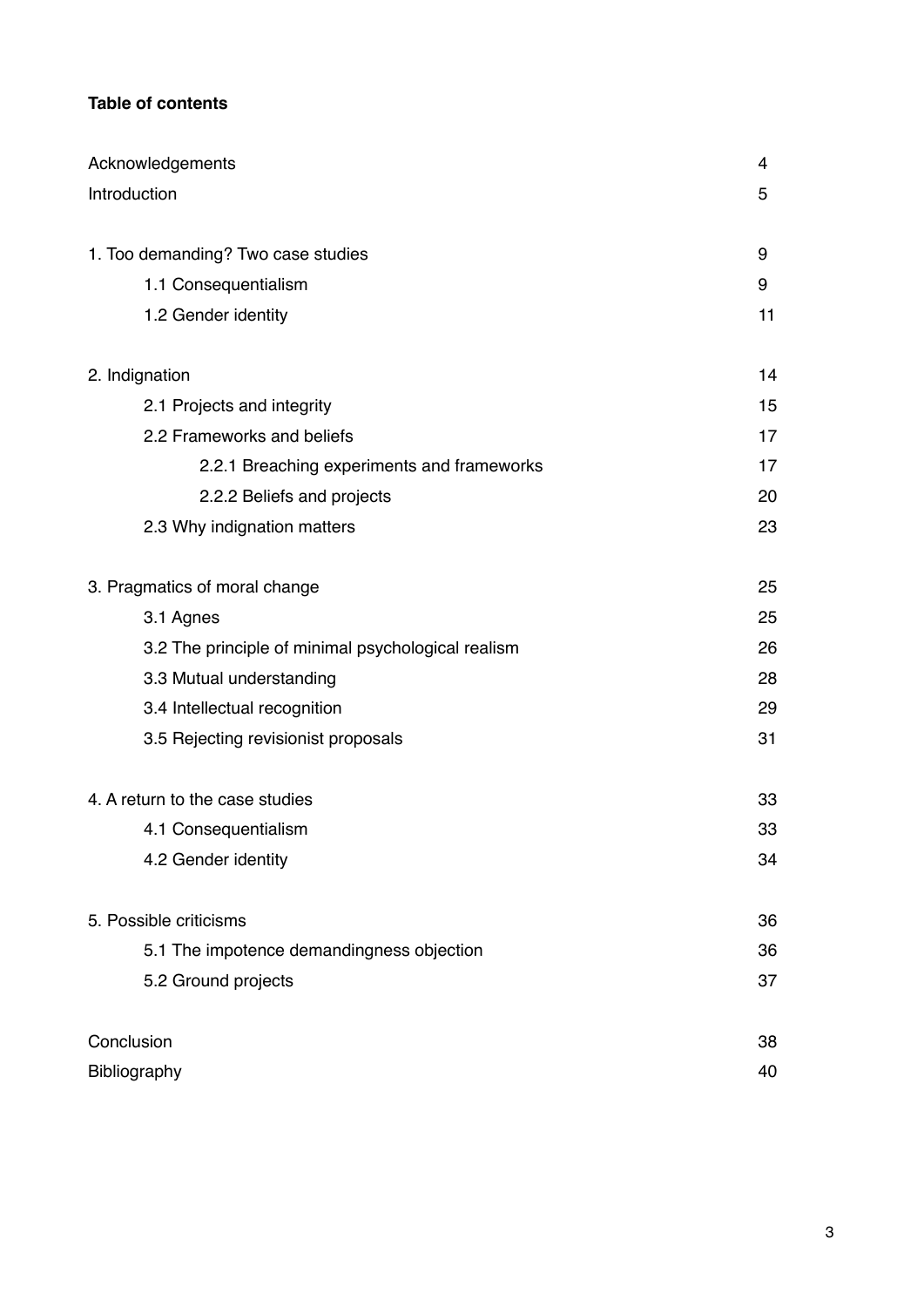**Table of contents**

| | |
|---|---|
| Acknowledgements | 4 |
| Introduction | 5 |
| | |
| 1. Too demanding? Two case studies | 9 |
| 1.1 Consequentialism | 9 |
| 1.2 Gender identity | 11 |
| | |
| 2. Indignation | 14 |
| 2.1 Projects and integrity | 15 |
| 2.2 Frameworks and beliefs | 17 |
| 2.2.1 Breaching experiments and frameworks | 17 |
| 2.2.2 Beliefs and projects | 20 |
| 2.3 Why indignation matters | 23 |
| | |
| 3. Pragmatics of moral change | 25 |
| 3.1 Agnes | 25 |
| 3.2 The principle of minimal psychological realism | 26 |
| 3.3 Mutual understanding | 28 |
| 3.4 Intellectual recognition | 29 |
| 3.5 Rejecting revisionist proposals | 31 |
| | |
| 4. A return to the case studies | 33 |
| 4.1 Consequentialism | 33 |
| 4.2 Gender identity | 34 |
| | |
| 5. Possible criticisms | 36 |
| 5.1 The impotence demandingness objection | 36 |
| 5.2 Ground projects | 37 |
| | |
| Conclusion | 38 |
| Bibliography | 40 |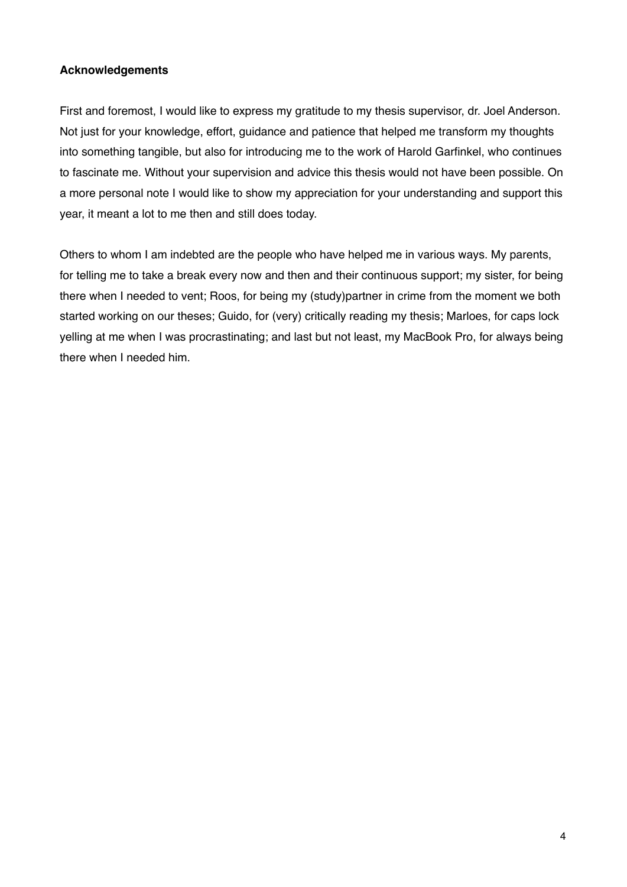**Acknowledgements**

First and foremost, I would like to express my gratitude to my thesis supervisor, dr. Joel Anderson. Not just for your knowledge, effort, guidance and patience that helped me transform my thoughts into something tangible, but also for introducing me to the work of Harold Garfinkel, who continues to fascinate me. Without your supervision and advice this thesis would not have been possible. On a more personal note I would like to show my appreciation for your understanding and support this year, it meant a lot to me then and still does today.

Others to whom I am indebted are the people who have helped me in various ways. My parents, for telling me to take a break every now and then and their continuous support; my sister, for being there when I needed to vent; Roos, for being my (study)partner in crime from the moment we both started working on our theses; Guido, for (very) critically reading my thesis; Marloes, for caps lock yelling at me when I was procrastinating; and last but not least, my MacBook Pro, for always being there when I needed him.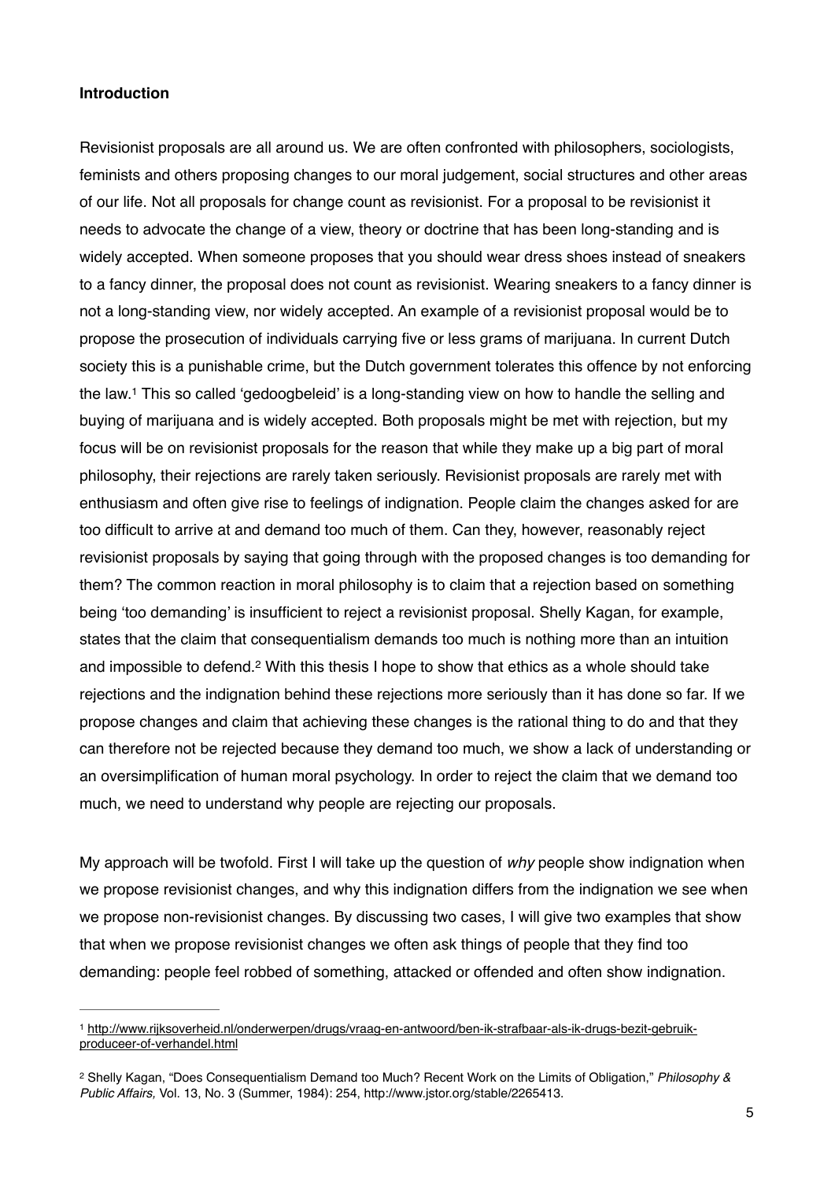**Introduction**

Revisionist proposals are all around us. We are often confronted with philosophers, sociologists, feminists and others proposing changes to our moral judgement, social structures and other areas of our life. Not all proposals for change count as revisionist. For a proposal to be revisionist it needs to advocate the change of a view, theory or doctrine that has been long-standing and is widely accepted. When someone proposes that you should wear dress shoes instead of sneakers to a fancy dinner, the proposal does not count as revisionist. Wearing sneakers to a fancy dinner is not a long-standing view, nor widely accepted. An example of a revisionist proposal would be to propose the prosecution of individuals carrying five or less grams of marijuana. In current Dutch society this is a punishable crime, but the Dutch government tolerates this offence by not enforcing the law.[1] This so called 'gedoogbeleid' is a long-standing view on how to handle the selling and buying of marijuana and is widely accepted. Both proposals might be met with rejection, but my focus will be on revisionist proposals for the reason that while they make up a big part of moral philosophy, their rejections are rarely taken seriously. Revisionist proposals are rarely met with enthusiasm and often give rise to feelings of indignation. People claim the changes asked for are too difficult to arrive at and demand too much of them. Can they, however, reasonably reject revisionist proposals by saying that going through with the proposed changes is too demanding for them? The common reaction in moral philosophy is to claim that a rejection based on something being 'too demanding' is insufficient to reject a revisionist proposal. Shelly Kagan, for example, states that the claim that consequentialism demands too much is nothing more than an intuition and impossible to defend.[2] With this thesis I hope to show that ethics as a whole should take rejections and the indignation behind these rejections more seriously than it has done so far. If we propose changes and claim that achieving these changes is the rational thing to do and that they can therefore not be rejected because they demand too much, we show a lack of understanding or an oversimplification of human moral psychology. In order to reject the claim that we demand too much, we need to understand why people are rejecting our proposals.

My approach will be twofold. First I will take up the question of *why* people show indignation when we propose revisionist changes, and why this indignation differs from the indignation we see when we propose non-revisionist changes. By discussing two cases, I will give two examples that show that when we propose revisionist changes we often ask things of people that they find too demanding: people feel robbed of something, attacked or offended and often show indignation.

---

[1] http://www.rijksoverheid.nl/onderwerpen/drugs/vraag-en-antwoord/ben-ik-strafbaar-als-ik-drugs-bezit-gebruik-produceer-of-verhandel.html

[2] Shelly Kagan, "Does Consequentialism Demand too Much? Recent Work on the Limits of Obligation," *Philosophy & Public Affairs,* Vol. 13, No. 3 (Summer, 1984): 254, http://www.jstor.org/stable/2265413.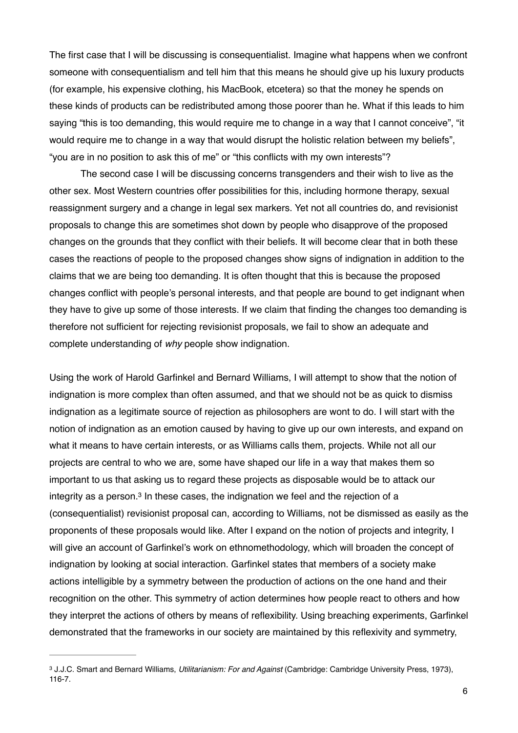The first case that I will be discussing is consequentialist. Imagine what happens when we confront someone with consequentialism and tell him that this means he should give up his luxury products (for example, his expensive clothing, his MacBook, etcetera) so that the money he spends on these kinds of products can be redistributed among those poorer than he. What if this leads to him saying "this is too demanding, this would require me to change in a way that I cannot conceive", "it would require me to change in a way that would disrupt the holistic relation between my beliefs", "you are in no position to ask this of me" or "this conflicts with my own interests"?

The second case I will be discussing concerns transgenders and their wish to live as the other sex. Most Western countries offer possibilities for this, including hormone therapy, sexual reassignment surgery and a change in legal sex markers. Yet not all countries do, and revisionist proposals to change this are sometimes shot down by people who disapprove of the proposed changes on the grounds that they conflict with their beliefs. It will become clear that in both these cases the reactions of people to the proposed changes show signs of indignation in addition to the claims that we are being too demanding. It is often thought that this is because the proposed changes conflict with people's personal interests, and that people are bound to get indignant when they have to give up some of those interests. If we claim that finding the changes too demanding is therefore not sufficient for rejecting revisionist proposals, we fail to show an adequate and complete understanding of *why* people show indignation.

Using the work of Harold Garfinkel and Bernard Williams, I will attempt to show that the notion of indignation is more complex than often assumed, and that we should not be as quick to dismiss indignation as a legitimate source of rejection as philosophers are wont to do. I will start with the notion of indignation as an emotion caused by having to give up our own interests, and expand on what it means to have certain interests, or as Williams calls them, projects. While not all our projects are central to who we are, some have shaped our life in a way that makes them so important to us that asking us to regard these projects as disposable would be to attack our integrity as a person.[3] In these cases, the indignation we feel and the rejection of a (consequentialist) revisionist proposal can, according to Williams, not be dismissed as easily as the proponents of these proposals would like. After I expand on the notion of projects and integrity, I will give an account of Garfinkel's work on ethnomethodology, which will broaden the concept of indignation by looking at social interaction. Garfinkel states that members of a society make actions intelligible by a symmetry between the production of actions on the one hand and their recognition on the other. This symmetry of action determines how people react to others and how they interpret the actions of others by means of reflexibility. Using breaching experiments, Garfinkel demonstrated that the frameworks in our society are maintained by this reflexivity and symmetry,

---

[3] J.J.C. Smart and Bernard Williams, *Utilitarianism: For and Against* (Cambridge: Cambridge University Press, 1973), 116-7.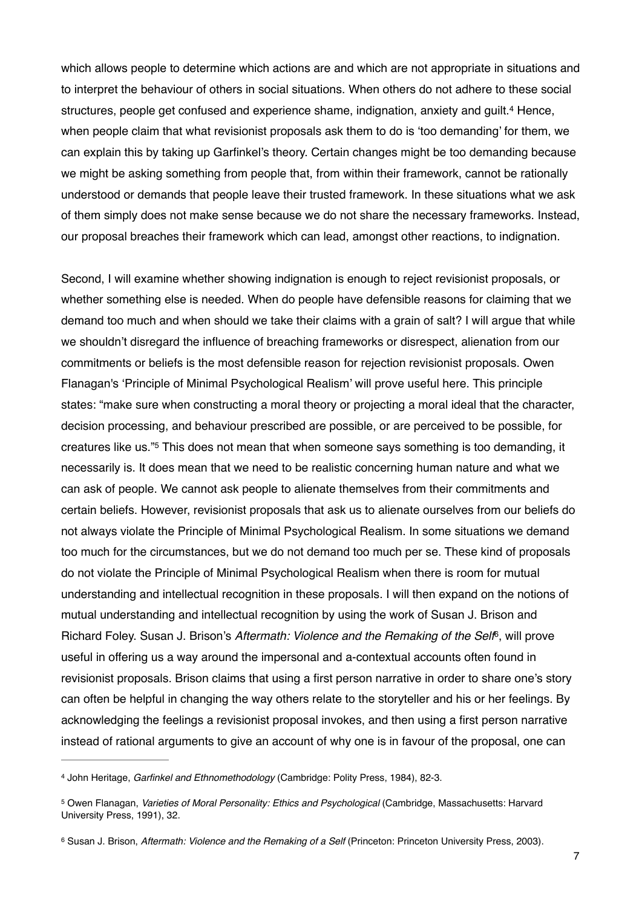which allows people to determine which actions are and which are not appropriate in situations and to interpret the behaviour of others in social situations. When others do not adhere to these social structures, people get confused and experience shame, indignation, anxiety and guilt.[4] Hence, when people claim that what revisionist proposals ask them to do is 'too demanding' for them, we can explain this by taking up Garfinkel's theory. Certain changes might be too demanding because we might be asking something from people that, from within their framework, cannot be rationally understood or demands that people leave their trusted framework. In these situations what we ask of them simply does not make sense because we do not share the necessary frameworks. Instead, our proposal breaches their framework which can lead, amongst other reactions, to indignation.

Second, I will examine whether showing indignation is enough to reject revisionist proposals, or whether something else is needed. When do people have defensible reasons for claiming that we demand too much and when should we take their claims with a grain of salt? I will argue that while we shouldn't disregard the influence of breaching frameworks or disrespect, alienation from our commitments or beliefs is the most defensible reason for rejection revisionist proposals. Owen Flanagan's 'Principle of Minimal Psychological Realism' will prove useful here. This principle states: "make sure when constructing a moral theory or projecting a moral ideal that the character, decision processing, and behaviour prescribed are possible, or are perceived to be possible, for creatures like us."[5] This does not mean that when someone says something is too demanding, it necessarily is. It does mean that we need to be realistic concerning human nature and what we can ask of people. We cannot ask people to alienate themselves from their commitments and certain beliefs. However, revisionist proposals that ask us to alienate ourselves from our beliefs do not always violate the Principle of Minimal Psychological Realism. In some situations we demand too much for the circumstances, but we do not demand too much per se. These kind of proposals do not violate the Principle of Minimal Psychological Realism when there is room for mutual understanding and intellectual recognition in these proposals. I will then expand on the notions of mutual understanding and intellectual recognition by using the work of Susan J. Brison and Richard Foley. Susan J. Brison's *Aftermath: Violence and the Remaking of the Self*[6], will prove useful in offering us a way around the impersonal and a-contextual accounts often found in revisionist proposals. Brison claims that using a first person narrative in order to share one's story can often be helpful in changing the way others relate to the storyteller and his or her feelings. By acknowledging the feelings a revisionist proposal invokes, and then using a first person narrative instead of rational arguments to give an account of why one is in favour of the proposal, one can

---

[4] John Heritage, *Garfinkel and Ethnomethodology* (Cambridge: Polity Press, 1984), 82-3.

[5] Owen Flanagan, *Varieties of Moral Personality: Ethics and Psychological* (Cambridge, Massachusetts: Harvard University Press, 1991), 32.

[6] Susan J. Brison, *Aftermath: Violence and the Remaking of a Self* (Princeton: Princeton University Press, 2003).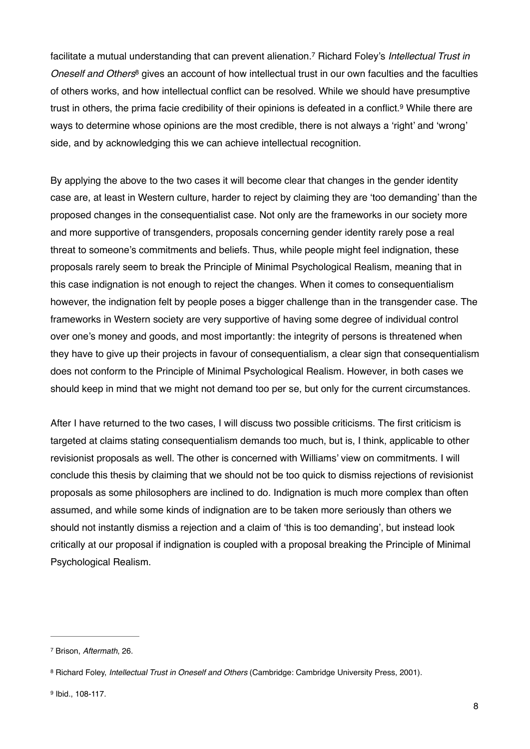facilitate a mutual understanding that can prevent alienation.[7] Richard Foley's *Intellectual Trust in Oneself and Others*[8] gives an account of how intellectual trust in our own faculties and the faculties of others works, and how intellectual conflict can be resolved. While we should have presumptive trust in others, the prima facie credibility of their opinions is defeated in a conflict.[9] While there are ways to determine whose opinions are the most credible, there is not always a 'right' and 'wrong' side, and by acknowledging this we can achieve intellectual recognition.

By applying the above to the two cases it will become clear that changes in the gender identity case are, at least in Western culture, harder to reject by claiming they are 'too demanding' than the proposed changes in the consequentialist case. Not only are the frameworks in our society more and more supportive of transgenders, proposals concerning gender identity rarely pose a real threat to someone's commitments and beliefs. Thus, while people might feel indignation, these proposals rarely seem to break the Principle of Minimal Psychological Realism, meaning that in this case indignation is not enough to reject the changes. When it comes to consequentialism however, the indignation felt by people poses a bigger challenge than in the transgender case. The frameworks in Western society are very supportive of having some degree of individual control over one's money and goods, and most importantly: the integrity of persons is threatened when they have to give up their projects in favour of consequentialism, a clear sign that consequentialism does not conform to the Principle of Minimal Psychological Realism. However, in both cases we should keep in mind that we might not demand too per se, but only for the current circumstances.

After I have returned to the two cases, I will discuss two possible criticisms. The first criticism is targeted at claims stating consequentialism demands too much, but is, I think, applicable to other revisionist proposals as well. The other is concerned with Williams' view on commitments. I will conclude this thesis by claiming that we should not be too quick to dismiss rejections of revisionist proposals as some philosophers are inclined to do. Indignation is much more complex than often assumed, and while some kinds of indignation are to be taken more seriously than others we should not instantly dismiss a rejection and a claim of 'this is too demanding', but instead look critically at our proposal if indignation is coupled with a proposal breaking the Principle of Minimal Psychological Realism.

---

[7] Brison, *Aftermath*, 26.

[8] Richard Foley, *Intellectual Trust in Oneself and Others* (Cambridge: Cambridge University Press, 2001).

[9] Ibid., 108-117.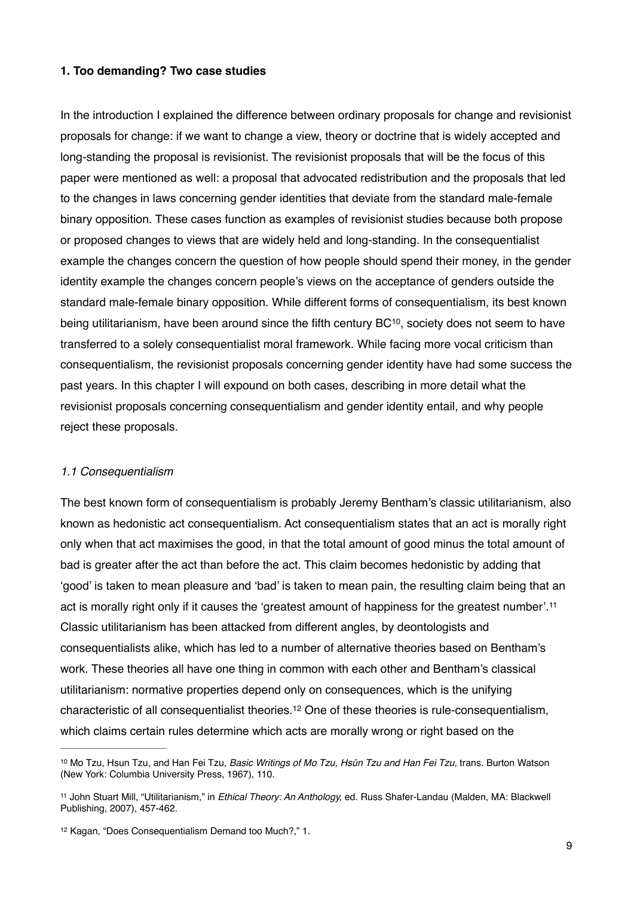### 1. Too demanding? Two case studies

In the introduction I explained the difference between ordinary proposals for change and revisionist proposals for change: if we want to change a view, theory or doctrine that is widely accepted and long-standing the proposal is revisionist. The revisionist proposals that will be the focus of this paper were mentioned as well: a proposal that advocated redistribution and the proposals that led to the changes in laws concerning gender identities that deviate from the standard male-female binary opposition. These cases function as examples of revisionist studies because both propose or proposed changes to views that are widely held and long-standing. In the consequentialist example the changes concern the question of how people should spend their money, in the gender identity example the changes concern people's views on the acceptance of genders outside the standard male-female binary opposition. While different forms of consequentialism, its best known being utilitarianism, have been around since the fifth century BC[10], society does not seem to have transferred to a solely consequentialist moral framework. While facing more vocal criticism than consequentialism, the revisionist proposals concerning gender identity have had some success the past years. In this chapter I will expound on both cases, describing in more detail what the revisionist proposals concerning consequentialism and gender identity entail, and why people reject these proposals.

#### *1.1 Consequentialism*

The best known form of consequentialism is probably Jeremy Bentham's classic utilitarianism, also known as hedonistic act consequentialism. Act consequentialism states that an act is morally right only when that act maximises the good, in that the total amount of good minus the total amount of bad is greater after the act than before the act. This claim becomes hedonistic by adding that 'good' is taken to mean pleasure and 'bad' is taken to mean pain, the resulting claim being that an act is morally right only if it causes the 'greatest amount of happiness for the greatest number'.[11] Classic utilitarianism has been attacked from different angles, by deontologists and consequentialists alike, which has led to a number of alternative theories based on Bentham's work. These theories all have one thing in common with each other and Bentham's classical utilitarianism: normative properties depend only on consequences, which is the unifying characteristic of all consequentialist theories.[12] One of these theories is rule-consequentialism, which claims certain rules determine which acts are morally wrong or right based on the

---

[10] Mo Tzu, Hsun Tzu, and Han Fei Tzu, *Basic Writings of Mo Tzu, Hsün Tzu and Han Fei Tzu,* trans. Burton Watson (New York: Columbia University Press, 1967), 110.

[11] John Stuart Mill, "Utilitarianism," in *Ethical Theory: An Anthology,* ed. Russ Shafer-Landau (Malden, MA: Blackwell Publishing, 2007), 457-462.

[12] Kagan, "Does Consequentialism Demand too Much?," 1.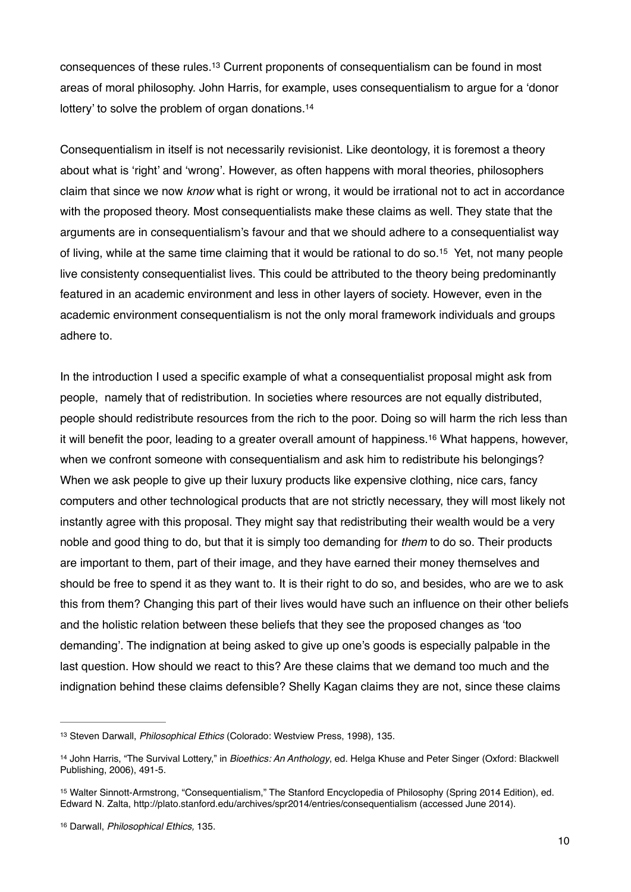consequences of these rules.[13] Current proponents of consequentialism can be found in most areas of moral philosophy. John Harris, for example, uses consequentialism to argue for a 'donor lottery' to solve the problem of organ donations.[14]

Consequentialism in itself is not necessarily revisionist. Like deontology, it is foremost a theory about what is 'right' and 'wrong'. However, as often happens with moral theories, philosophers claim that since we now *know* what is right or wrong, it would be irrational not to act in accordance with the proposed theory. Most consequentialists make these claims as well. They state that the arguments are in consequentialism's favour and that we should adhere to a consequentialist way of living, while at the same time claiming that it would be rational to do so.[15] Yet, not many people live consistenty consequentialist lives. This could be attributed to the theory being predominantly featured in an academic environment and less in other layers of society. However, even in the academic environment consequentialism is not the only moral framework individuals and groups adhere to.

In the introduction I used a specific example of what a consequentialist proposal might ask from people, namely that of redistribution. In societies where resources are not equally distributed, people should redistribute resources from the rich to the poor. Doing so will harm the rich less than it will benefit the poor, leading to a greater overall amount of happiness.[16] What happens, however, when we confront someone with consequentialism and ask him to redistribute his belongings? When we ask people to give up their luxury products like expensive clothing, nice cars, fancy computers and other technological products that are not strictly necessary, they will most likely not instantly agree with this proposal. They might say that redistributing their wealth would be a very noble and good thing to do, but that it is simply too demanding for *them* to do so. Their products are important to them, part of their image, and they have earned their money themselves and should be free to spend it as they want to. It is their right to do so, and besides, who are we to ask this from them? Changing this part of their lives would have such an influence on their other beliefs and the holistic relation between these beliefs that they see the proposed changes as 'too demanding'. The indignation at being asked to give up one's goods is especially palpable in the last question. How should we react to this? Are these claims that we demand too much and the indignation behind these claims defensible? Shelly Kagan claims they are not, since these claims

---

[13] Steven Darwall, *Philosophical Ethics* (Colorado: Westview Press, 1998), 135.

[14] John Harris, "The Survival Lottery," in *Bioethics: An Anthology*, ed. Helga Khuse and Peter Singer (Oxford: Blackwell Publishing, 2006), 491-5.

[15] Walter Sinnott-Armstrong, "Consequentialism," The Stanford Encyclopedia of Philosophy (Spring 2014 Edition), ed. Edward N. Zalta, http://plato.stanford.edu/archives/spr2014/entries/consequentialism (accessed June 2014).

[16] Darwall, *Philosophical Ethics,* 135.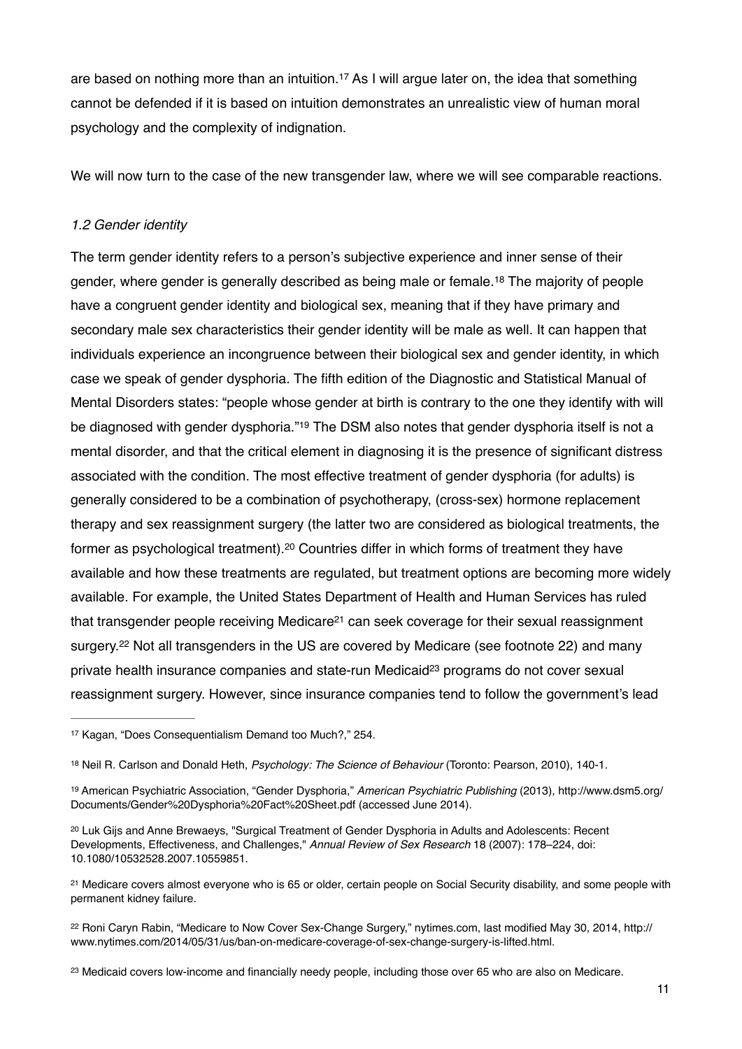are based on nothing more than an intuition.[17] As I will argue later on, the idea that something cannot be defended if it is based on intuition demonstrates an unrealistic view of human moral psychology and the complexity of indignation.

We will now turn to the case of the new transgender law, where we will see comparable reactions.

### *1.2 Gender identity*

The term gender identity refers to a person's subjective experience and inner sense of their gender, where gender is generally described as being male or female.[18] The majority of people have a congruent gender identity and biological sex, meaning that if they have primary and secondary male sex characteristics their gender identity will be male as well. It can happen that individuals experience an incongruence between their biological sex and gender identity, in which case we speak of gender dysphoria. The fifth edition of the Diagnostic and Statistical Manual of Mental Disorders states: "people whose gender at birth is contrary to the one they identify with will be diagnosed with gender dysphoria."[19] The DSM also notes that gender dysphoria itself is not a mental disorder, and that the critical element in diagnosing it is the presence of significant distress associated with the condition. The most effective treatment of gender dysphoria (for adults) is generally considered to be a combination of psychotherapy, (cross-sex) hormone replacement therapy and sex reassignment surgery (the latter two are considered as biological treatments, the former as psychological treatment).[20] Countries differ in which forms of treatment they have available and how these treatments are regulated, but treatment options are becoming more widely available. For example, the United States Department of Health and Human Services has ruled that transgender people receiving Medicare[21] can seek coverage for their sexual reassignment surgery.[22] Not all transgenders in the US are covered by Medicare (see footnote 22) and many private health insurance companies and state-run Medicaid[23] programs do not cover sexual reassignment surgery. However, since insurance companies tend to follow the government's lead

---

[17] Kagan, "Does Consequentialism Demand too Much?," 254.

[18] Neil R. Carlson and Donald Heth, *Psychology: The Science of Behaviour* (Toronto: Pearson, 2010), 140-1.

[19] American Psychiatric Association, "Gender Dysphoria," *American Psychiatric Publishing* (2013), http://www.dsm5.org/Documents/Gender%20Dysphoria%20Fact%20Sheet.pdf (accessed June 2014).

[20] Luk Gijs and Anne Brewaeys, "Surgical Treatment of Gender Dysphoria in Adults and Adolescents: Recent Developments, Effectiveness, and Challenges," *Annual Review of Sex Research* 18 (2007): 178–224, doi: 10.1080/10532528.2007.10559851.

[21] Medicare covers almost everyone who is 65 or older, certain people on Social Security disability, and some people with permanent kidney failure.

[22] Roni Caryn Rabin, "Medicare to Now Cover Sex-Change Surgery," nytimes.com, last modified May 30, 2014, http://www.nytimes.com/2014/05/31/us/ban-on-medicare-coverage-of-sex-change-surgery-is-lifted.html.

[23] Medicaid covers low-income and financially needy people, including those over 65 who are also on Medicare.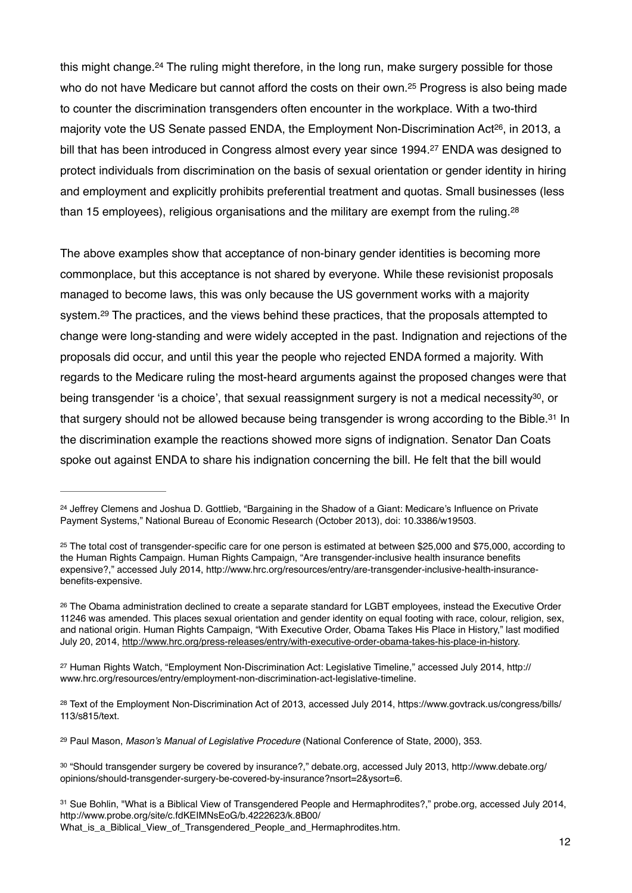this might change.[24] The ruling might therefore, in the long run, make surgery possible for those who do not have Medicare but cannot afford the costs on their own.[25] Progress is also being made to counter the discrimination transgenders often encounter in the workplace. With a two-third majority vote the US Senate passed ENDA, the Employment Non-Discrimination Act[26], in 2013, a bill that has been introduced in Congress almost every year since 1994.[27] ENDA was designed to protect individuals from discrimination on the basis of sexual orientation or gender identity in hiring and employment and explicitly prohibits preferential treatment and quotas. Small businesses (less than 15 employees), religious organisations and the military are exempt from the ruling.[28]

The above examples show that acceptance of non-binary gender identities is becoming more commonplace, but this acceptance is not shared by everyone. While these revisionist proposals managed to become laws, this was only because the US government works with a majority system.[29] The practices, and the views behind these practices, that the proposals attempted to change were long-standing and were widely accepted in the past. Indignation and rejections of the proposals did occur, and until this year the people who rejected ENDA formed a majority. With regards to the Medicare ruling the most-heard arguments against the proposed changes were that being transgender 'is a choice', that sexual reassignment surgery is not a medical necessity[30], or that surgery should not be allowed because being transgender is wrong according to the Bible.[31] In the discrimination example the reactions showed more signs of indignation. Senator Dan Coats spoke out against ENDA to share his indignation concerning the bill. He felt that the bill would

---

[24] Jeffrey Clemens and Joshua D. Gottlieb, "Bargaining in the Shadow of a Giant: Medicare's Influence on Private Payment Systems," National Bureau of Economic Research (October 2013), doi: 10.3386/w19503.

[25] The total cost of transgender-specific care for one person is estimated at between $25,000 and $75,000, according to the Human Rights Campaign. Human Rights Campaign, "Are transgender-inclusive health insurance benefits expensive?," accessed July 2014, http://www.hrc.org/resources/entry/are-transgender-inclusive-health-insurance-benefits-expensive.

[26] The Obama administration declined to create a separate standard for LGBT employees, instead the Executive Order 11246 was amended. This places sexual orientation and gender identity on equal footing with race, colour, religion, sex, and national origin. Human Rights Campaign, "With Executive Order, Obama Takes His Place in History," last modified July 20, 2014, http://www.hrc.org/press-releases/entry/with-executive-order-obama-takes-his-place-in-history.

[27] Human Rights Watch, "Employment Non-Discrimination Act: Legislative Timeline," accessed July 2014, http://www.hrc.org/resources/entry/employment-non-discrimination-act-legislative-timeline.

[28] Text of the Employment Non-Discrimination Act of 2013, accessed July 2014, https://www.govtrack.us/congress/bills/113/s815/text.

[29] Paul Mason, *Mason's Manual of Legislative Procedure* (National Conference of State, 2000), 353.

[30] "Should transgender surgery be covered by insurance?," debate.org, accessed July 2013, http://www.debate.org/opinions/should-transgender-surgery-be-covered-by-insurance?nsort=2&ysort=6.

[31] Sue Bohlin, "What is a Biblical View of Transgendered People and Hermaphrodites?," probe.org, accessed July 2014, http://www.probe.org/site/c.fdKEIMNsEoG/b.4222623/k.8B00/What_is_a_Biblical_View_of_Transgendered_People_and_Hermaphrodites.htm.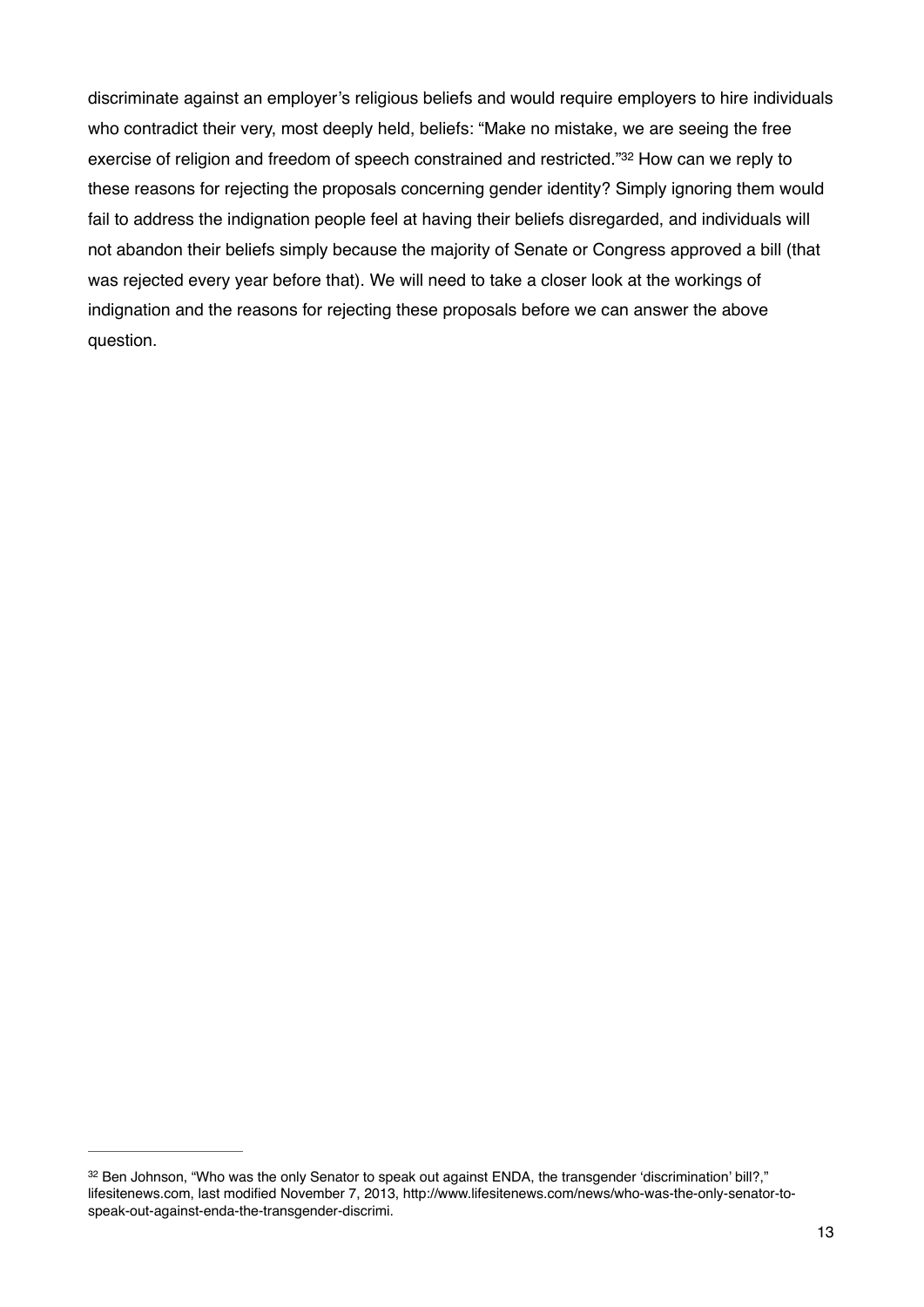discriminate against an employer's religious beliefs and would require employers to hire individuals who contradict their very, most deeply held, beliefs: "Make no mistake, we are seeing the free exercise of religion and freedom of speech constrained and restricted."[32] How can we reply to these reasons for rejecting the proposals concerning gender identity? Simply ignoring them would fail to address the indignation people feel at having their beliefs disregarded, and individuals will not abandon their beliefs simply because the majority of Senate or Congress approved a bill (that was rejected every year before that). We will need to take a closer look at the workings of indignation and the reasons for rejecting these proposals before we can answer the above question.

---

[32] Ben Johnson, "Who was the only Senator to speak out against ENDA, the transgender 'discrimination' bill?," lifesitenews.com, last modified November 7, 2013, http://www.lifesitenews.com/news/who-was-the-only-senator-to-speak-out-against-enda-the-transgender-discrimi.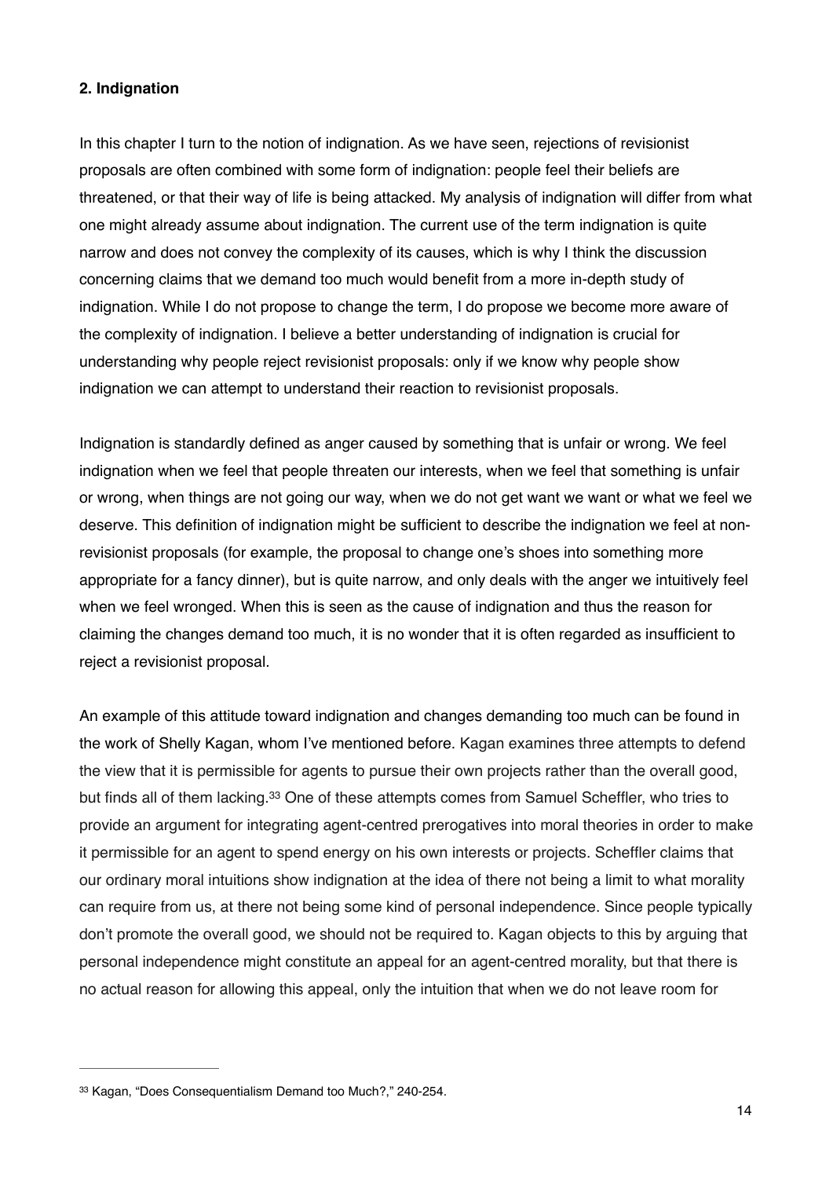## 2. Indignation

In this chapter I turn to the notion of indignation. As we have seen, rejections of revisionist proposals are often combined with some form of indignation: people feel their beliefs are threatened, or that their way of life is being attacked. My analysis of indignation will differ from what one might already assume about indignation. The current use of the term indignation is quite narrow and does not convey the complexity of its causes, which is why I think the discussion concerning claims that we demand too much would benefit from a more in-depth study of indignation. While I do not propose to change the term, I do propose we become more aware of the complexity of indignation. I believe a better understanding of indignation is crucial for understanding why people reject revisionist proposals: only if we know why people show indignation we can attempt to understand their reaction to revisionist proposals.

Indignation is standardly defined as anger caused by something that is unfair or wrong. We feel indignation when we feel that people threaten our interests, when we feel that something is unfair or wrong, when things are not going our way, when we do not get want we want or what we feel we deserve. This definition of indignation might be sufficient to describe the indignation we feel at non-revisionist proposals (for example, the proposal to change one's shoes into something more appropriate for a fancy dinner), but is quite narrow, and only deals with the anger we intuitively feel when we feel wronged. When this is seen as the cause of indignation and thus the reason for claiming the changes demand too much, it is no wonder that it is often regarded as insufficient to reject a revisionist proposal.

An example of this attitude toward indignation and changes demanding too much can be found in the work of Shelly Kagan, whom I've mentioned before. Kagan examines three attempts to defend the view that it is permissible for agents to pursue their own projects rather than the overall good, but finds all of them lacking.[33] One of these attempts comes from Samuel Scheffler, who tries to provide an argument for integrating agent-centred prerogatives into moral theories in order to make it permissible for an agent to spend energy on his own interests or projects. Scheffler claims that our ordinary moral intuitions show indignation at the idea of there not being a limit to what morality can require from us, at there not being some kind of personal independence. Since people typically don't promote the overall good, we should not be required to. Kagan objects to this by arguing that personal independence might constitute an appeal for an agent-centred morality, but that there is no actual reason for allowing this appeal, only the intuition that when we do not leave room for

[33] Kagan, "Does Consequentialism Demand too Much?," 240-254.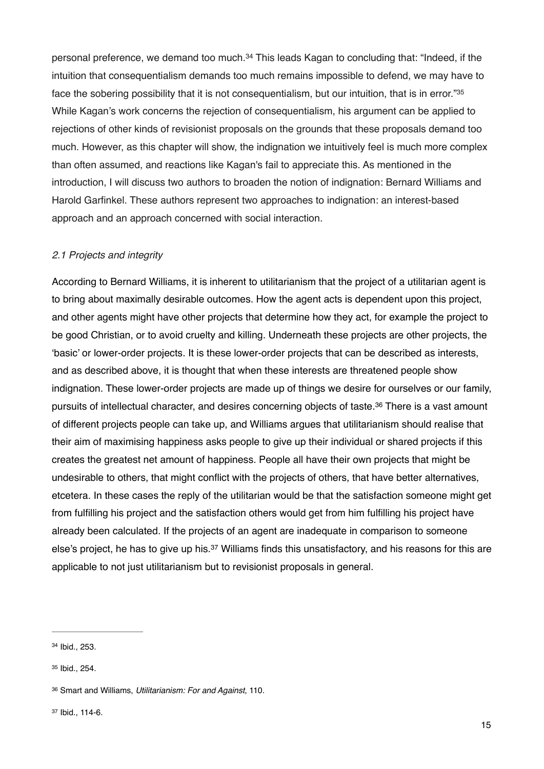personal preference, we demand too much.[34] This leads Kagan to concluding that: "Indeed, if the intuition that consequentialism demands too much remains impossible to defend, we may have to face the sobering possibility that it is not consequentialism, but our intuition, that is in error."[35] While Kagan's work concerns the rejection of consequentialism, his argument can be applied to rejections of other kinds of revisionist proposals on the grounds that these proposals demand too much. However, as this chapter will show, the indignation we intuitively feel is much more complex than often assumed, and reactions like Kagan's fail to appreciate this. As mentioned in the introduction, I will discuss two authors to broaden the notion of indignation: Bernard Williams and Harold Garfinkel. These authors represent two approaches to indignation: an interest-based approach and an approach concerned with social interaction.

### *2.1 Projects and integrity*

According to Bernard Williams, it is inherent to utilitarianism that the project of a utilitarian agent is to bring about maximally desirable outcomes. How the agent acts is dependent upon this project, and other agents might have other projects that determine how they act, for example the project to be good Christian, or to avoid cruelty and killing. Underneath these projects are other projects, the 'basic' or lower-order projects. It is these lower-order projects that can be described as interests, and as described above, it is thought that when these interests are threatened people show indignation. These lower-order projects are made up of things we desire for ourselves or our family, pursuits of intellectual character, and desires concerning objects of taste.[36] There is a vast amount of different projects people can take up, and Williams argues that utilitarianism should realise that their aim of maximising happiness asks people to give up their individual or shared projects if this creates the greatest net amount of happiness. People all have their own projects that might be undesirable to others, that might conflict with the projects of others, that have better alternatives, etcetera. In these cases the reply of the utilitarian would be that the satisfaction someone might get from fulfilling his project and the satisfaction others would get from him fulfilling his project have already been calculated. If the projects of an agent are inadequate in comparison to someone else's project, he has to give up his.[37] Williams finds this unsatisfactory, and his reasons for this are applicable to not just utilitarianism but to revisionist proposals in general.

---

[34] Ibid., 253.

[35] Ibid., 254.

[36] Smart and Williams, *Utilitarianism: For and Against*, 110.

[37] Ibid., 114-6.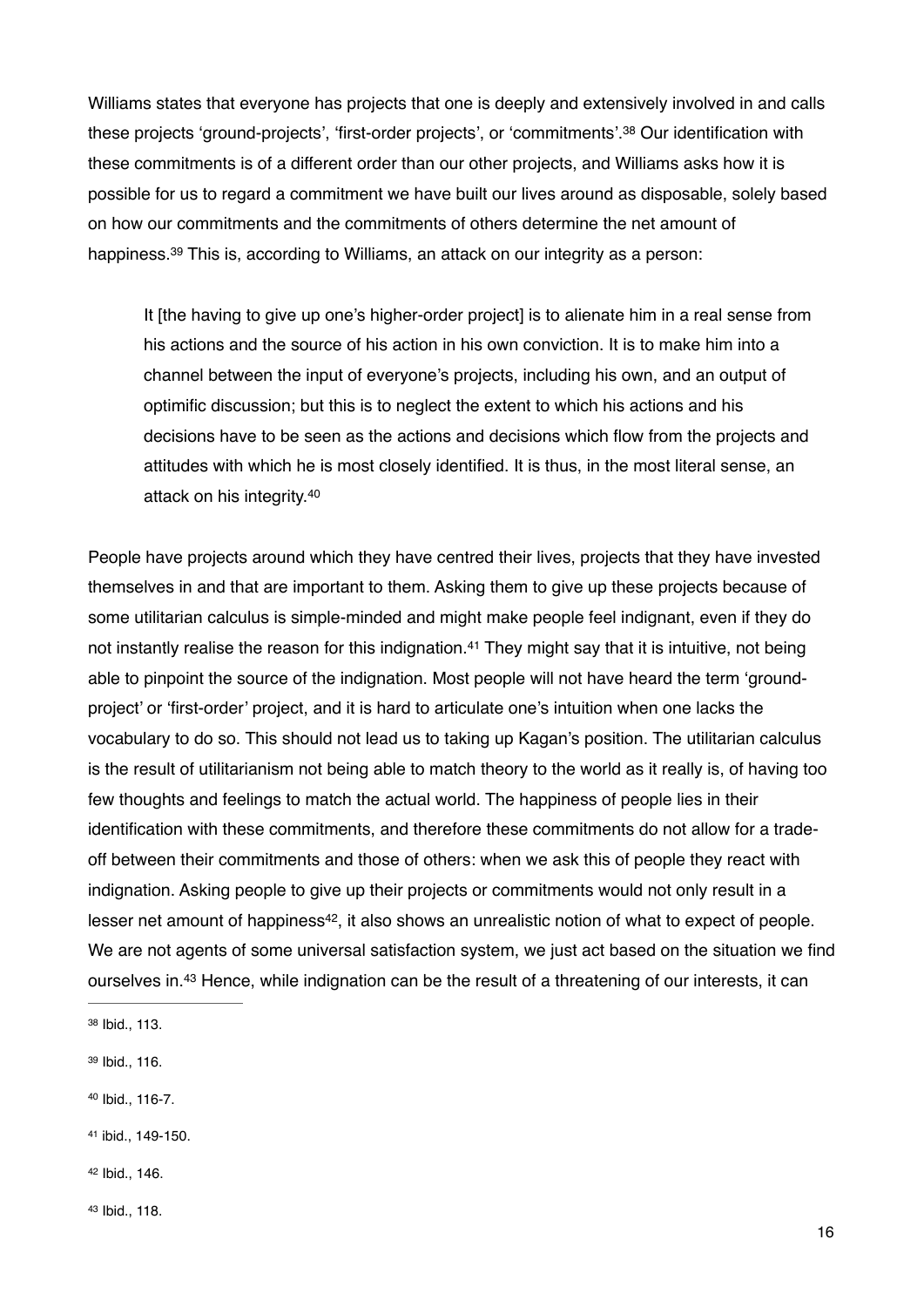Williams states that everyone has projects that one is deeply and extensively involved in and calls these projects 'ground-projects', 'first-order projects', or 'commitments'.[38] Our identification with these commitments is of a different order than our other projects, and Williams asks how it is possible for us to regard a commitment we have built our lives around as disposable, solely based on how our commitments and the commitments of others determine the net amount of happiness.[39] This is, according to Williams, an attack on our integrity as a person:

> It [the having to give up one's higher-order project] is to alienate him in a real sense from his actions and the source of his action in his own conviction. It is to make him into a channel between the input of everyone's projects, including his own, and an output of optimific discussion; but this is to neglect the extent to which his actions and his decisions have to be seen as the actions and decisions which flow from the projects and attitudes with which he is most closely identified. It is thus, in the most literal sense, an attack on his integrity.[40]

People have projects around which they have centred their lives, projects that they have invested themselves in and that are important to them. Asking them to give up these projects because of some utilitarian calculus is simple-minded and might make people feel indignant, even if they do not instantly realise the reason for this indignation.[41] They might say that it is intuitive, not being able to pinpoint the source of the indignation. Most people will not have heard the term 'ground-project' or 'first-order' project, and it is hard to articulate one's intuition when one lacks the vocabulary to do so. This should not lead us to taking up Kagan's position. The utilitarian calculus is the result of utilitarianism not being able to match theory to the world as it really is, of having too few thoughts and feelings to match the actual world. The happiness of people lies in their identification with these commitments, and therefore these commitments do not allow for a trade-off between their commitments and those of others: when we ask this of people they react with indignation. Asking people to give up their projects or commitments would not only result in a lesser net amount of happiness[42], it also shows an unrealistic notion of what to expect of people. We are not agents of some universal satisfaction system, we just act based on the situation we find ourselves in.[43] Hence, while indignation can be the result of a threatening of our interests, it can

---

[38] Ibid., 113.

[39] Ibid., 116.

[40] Ibid., 116-7.

[41] ibid., 149-150.

[42] Ibid., 146.

[43] Ibid., 118.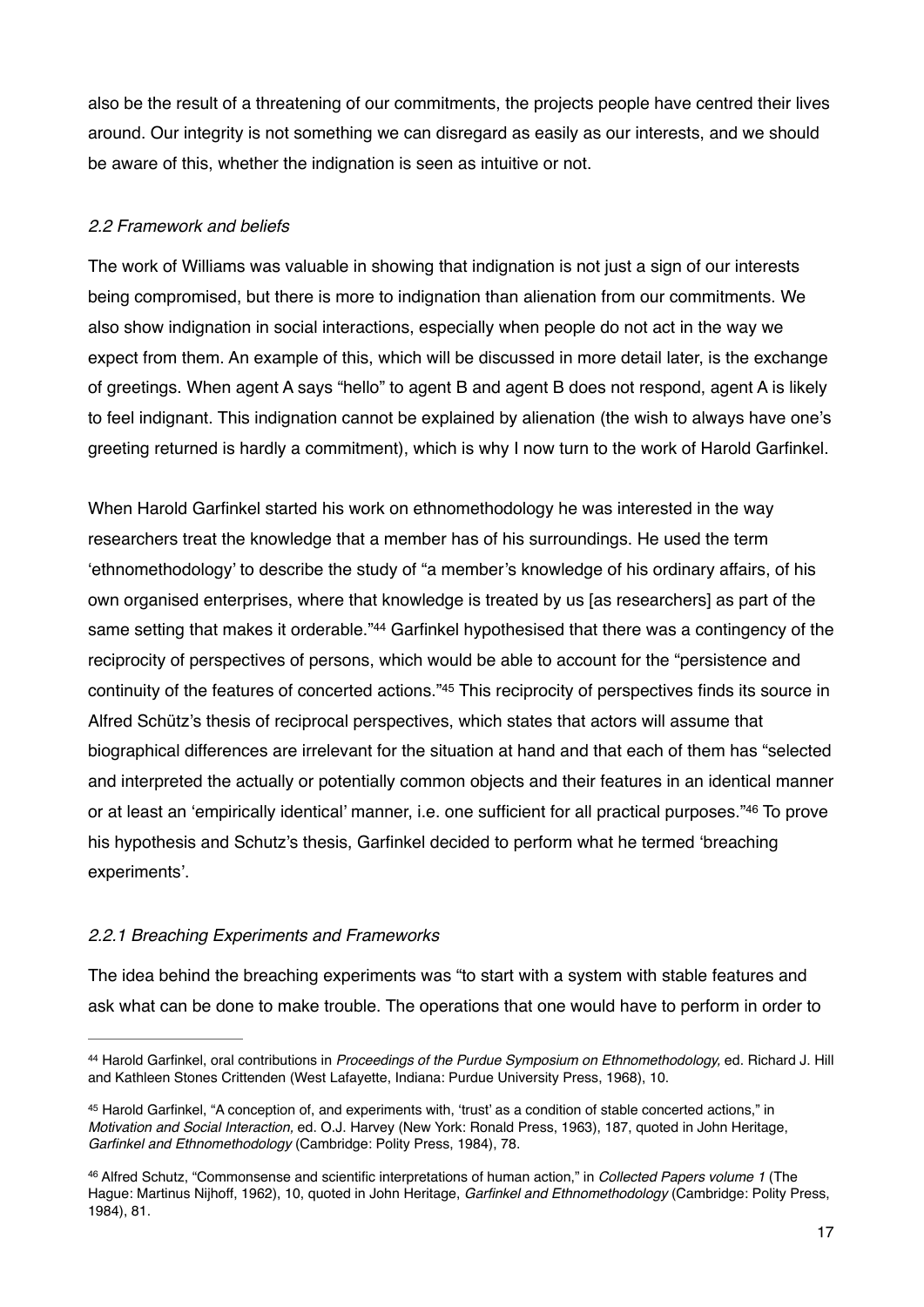also be the result of a threatening of our commitments, the projects people have centred their lives around. Our integrity is not something we can disregard as easily as our interests, and we should be aware of this, whether the indignation is seen as intuitive or not.

### *2.2 Framework and beliefs*

The work of Williams was valuable in showing that indignation is not just a sign of our interests being compromised, but there is more to indignation than alienation from our commitments. We also show indignation in social interactions, especially when people do not act in the way we expect from them. An example of this, which will be discussed in more detail later, is the exchange of greetings. When agent A says "hello" to agent B and agent B does not respond, agent A is likely to feel indignant. This indignation cannot be explained by alienation (the wish to always have one's greeting returned is hardly a commitment), which is why I now turn to the work of Harold Garfinkel.

When Harold Garfinkel started his work on ethnomethodology he was interested in the way researchers treat the knowledge that a member has of his surroundings. He used the term 'ethnomethodology' to describe the study of "a member's knowledge of his ordinary affairs, of his own organised enterprises, where that knowledge is treated by us [as researchers] as part of the same setting that makes it orderable."[44] Garfinkel hypothesised that there was a contingency of the reciprocity of perspectives of persons, which would be able to account for the "persistence and continuity of the features of concerted actions."[45] This reciprocity of perspectives finds its source in Alfred Schütz's thesis of reciprocal perspectives, which states that actors will assume that biographical differences are irrelevant for the situation at hand and that each of them has "selected and interpreted the actually or potentially common objects and their features in an identical manner or at least an 'empirically identical' manner, i.e. one sufficient for all practical purposes."[46] To prove his hypothesis and Schutz's thesis, Garfinkel decided to perform what he termed 'breaching experiments'.

#### *2.2.1 Breaching Experiments and Frameworks*

The idea behind the breaching experiments was "to start with a system with stable features and ask what can be done to make trouble. The operations that one would have to perform in order to

---

[44] Harold Garfinkel, oral contributions in *Proceedings of the Purdue Symposium on Ethnomethodology,* ed. Richard J. Hill and Kathleen Stones Crittenden (West Lafayette, Indiana: Purdue University Press, 1968), 10.

[45] Harold Garfinkel, "A conception of, and experiments with, 'trust' as a condition of stable concerted actions," in *Motivation and Social Interaction,* ed. O.J. Harvey (New York: Ronald Press, 1963), 187, quoted in John Heritage, *Garfinkel and Ethnomethodology* (Cambridge: Polity Press, 1984), 78.

[46] Alfred Schutz, "Commonsense and scientific interpretations of human action," in *Collected Papers volume 1* (The Hague: Martinus Nijhoff, 1962), 10, quoted in John Heritage, *Garfinkel and Ethnomethodology* (Cambridge: Polity Press, 1984), 81.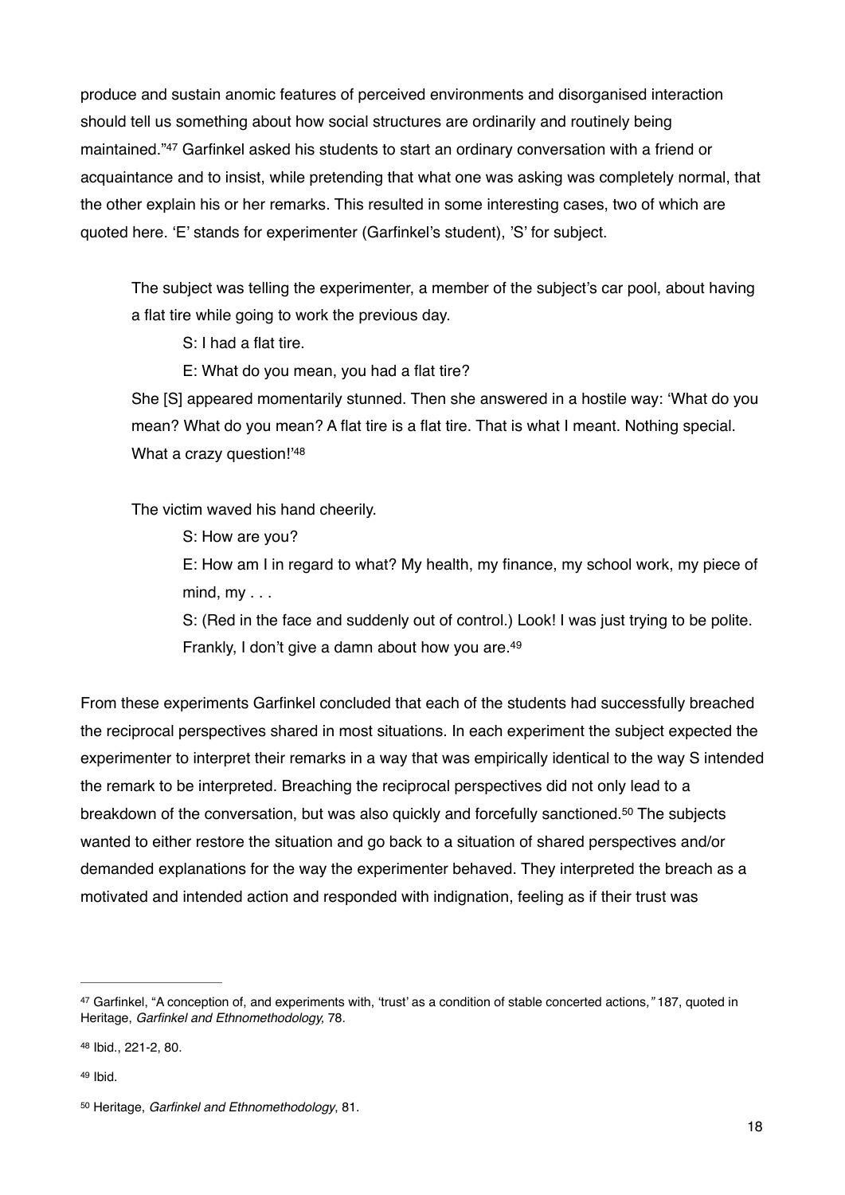produce and sustain anomic features of perceived environments and disorganised interaction should tell us something about how social structures are ordinarily and routinely being maintained."[47] Garfinkel asked his students to start an ordinary conversation with a friend or acquaintance and to insist, while pretending that what one was asking was completely normal, that the other explain his or her remarks. This resulted in some interesting cases, two of which are quoted here. 'E' stands for experimenter (Garfinkel's student), 'S' for subject.

> The subject was telling the experimenter, a member of the subject's car pool, about having a flat tire while going to work the previous day.
>
> S: I had a flat tire.
>
> E: What do you mean, you had a flat tire?
>
> She [S] appeared momentarily stunned. Then she answered in a hostile way: 'What do you mean? What do you mean? A flat tire is a flat tire. That is what I meant. Nothing special. What a crazy question!'[48]

> The victim waved his hand cheerily.
>
> S: How are you?
>
> E: How am I in regard to what? My health, my finance, my school work, my piece of mind, my . . .
>
> S: (Red in the face and suddenly out of control.) Look! I was just trying to be polite. Frankly, I don't give a damn about how you are.[49]

From these experiments Garfinkel concluded that each of the students had successfully breached the reciprocal perspectives shared in most situations. In each experiment the subject expected the experimenter to interpret their remarks in a way that was empirically identical to the way S intended the remark to be interpreted. Breaching the reciprocal perspectives did not only lead to a breakdown of the conversation, but was also quickly and forcefully sanctioned.[50] The subjects wanted to either restore the situation and go back to a situation of shared perspectives and/or demanded explanations for the way the experimenter behaved. They interpreted the breach as a motivated and intended action and responded with indignation, feeling as if their trust was

---

[47] Garfinkel, "A conception of, and experiments with, 'trust' as a condition of stable concerted actions*,"* 187, quoted in Heritage, *Garfinkel and Ethnomethodology,* 78.

[48] Ibid., 221-2, 80.

[49] Ibid.

[50] Heritage, *Garfinkel and Ethnomethodology*, 81.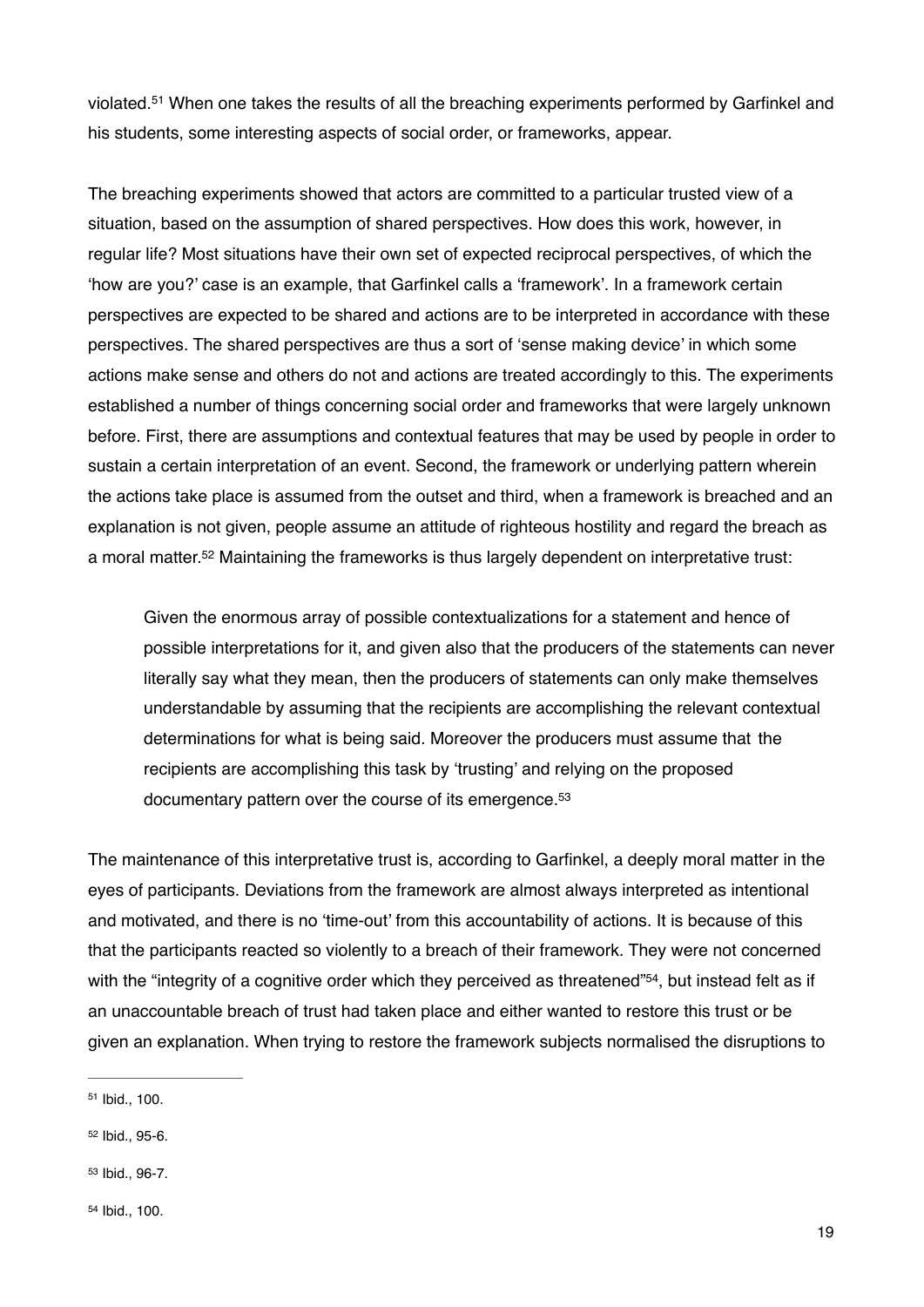violated.[51] When one takes the results of all the breaching experiments performed by Garfinkel and his students, some interesting aspects of social order, or frameworks, appear.

The breaching experiments showed that actors are committed to a particular trusted view of a situation, based on the assumption of shared perspectives. How does this work, however, in regular life? Most situations have their own set of expected reciprocal perspectives, of which the 'how are you?' case is an example, that Garfinkel calls a 'framework'. In a framework certain perspectives are expected to be shared and actions are to be interpreted in accordance with these perspectives. The shared perspectives are thus a sort of 'sense making device' in which some actions make sense and others do not and actions are treated accordingly to this. The experiments established a number of things concerning social order and frameworks that were largely unknown before. First, there are assumptions and contextual features that may be used by people in order to sustain a certain interpretation of an event. Second, the framework or underlying pattern wherein the actions take place is assumed from the outset and third, when a framework is breached and an explanation is not given, people assume an attitude of righteous hostility and regard the breach as a moral matter.[52] Maintaining the frameworks is thus largely dependent on interpretative trust:

> Given the enormous array of possible contextualizations for a statement and hence of possible interpretations for it, and given also that the producers of the statements can never literally say what they mean, then the producers of statements can only make themselves understandable by assuming that the recipients are accomplishing the relevant contextual determinations for what is being said. Moreover the producers must assume that the recipients are accomplishing this task by 'trusting' and relying on the proposed documentary pattern over the course of its emergence.[53]

The maintenance of this interpretative trust is, according to Garfinkel, a deeply moral matter in the eyes of participants. Deviations from the framework are almost always interpreted as intentional and motivated, and there is no 'time-out' from this accountability of actions. It is because of this that the participants reacted so violently to a breach of their framework. They were not concerned with the "integrity of a cognitive order which they perceived as threatened"[54], but instead felt as if an unaccountable breach of trust had taken place and either wanted to restore this trust or be given an explanation. When trying to restore the framework subjects normalised the disruptions to

---

[51] Ibid., 100.

[52] Ibid., 95-6.

[53] Ibid., 96-7.

[54] Ibid., 100.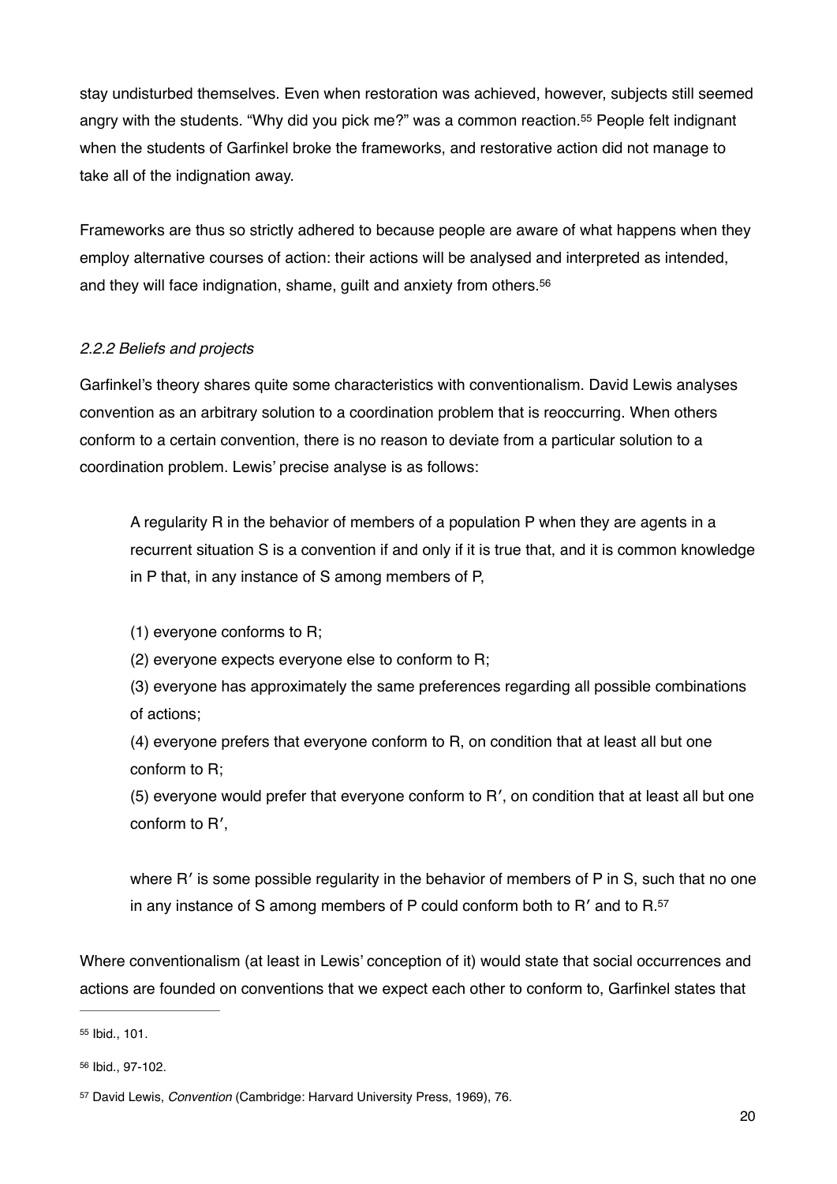stay undisturbed themselves. Even when restoration was achieved, however, subjects still seemed angry with the students. "Why did you pick me?" was a common reaction.[55] People felt indignant when the students of Garfinkel broke the frameworks, and restorative action did not manage to take all of the indignation away.

Frameworks are thus so strictly adhered to because people are aware of what happens when they employ alternative courses of action: their actions will be analysed and interpreted as intended, and they will face indignation, shame, guilt and anxiety from others.[56]

### *2.2.2 Beliefs and projects*

Garfinkel's theory shares quite some characteristics with conventionalism. David Lewis analyses convention as an arbitrary solution to a coordination problem that is reoccurring. When others conform to a certain convention, there is no reason to deviate from a particular solution to a coordination problem. Lewis' precise analyse is as follows:

> A regularity R in the behavior of members of a population P when they are agents in a recurrent situation S is a convention if and only if it is true that, and it is common knowledge in P that, in any instance of S among members of P,
>
> (1) everyone conforms to R;
> (2) everyone expects everyone else to conform to R;
> (3) everyone has approximately the same preferences regarding all possible combinations of actions;
> (4) everyone prefers that everyone conform to R, on condition that at least all but one conform to R;
> (5) everyone would prefer that everyone conform to R′, on condition that at least all but one conform to R′,
>
> where R′ is some possible regularity in the behavior of members of P in S, such that no one in any instance of S among members of P could conform both to R′ and to R.[57]

Where conventionalism (at least in Lewis' conception of it) would state that social occurrences and actions are founded on conventions that we expect each other to conform to, Garfinkel states that

---

[55] Ibid., 101.

[56] Ibid., 97-102.

[57] David Lewis, *Convention* (Cambridge: Harvard University Press, 1969), 76.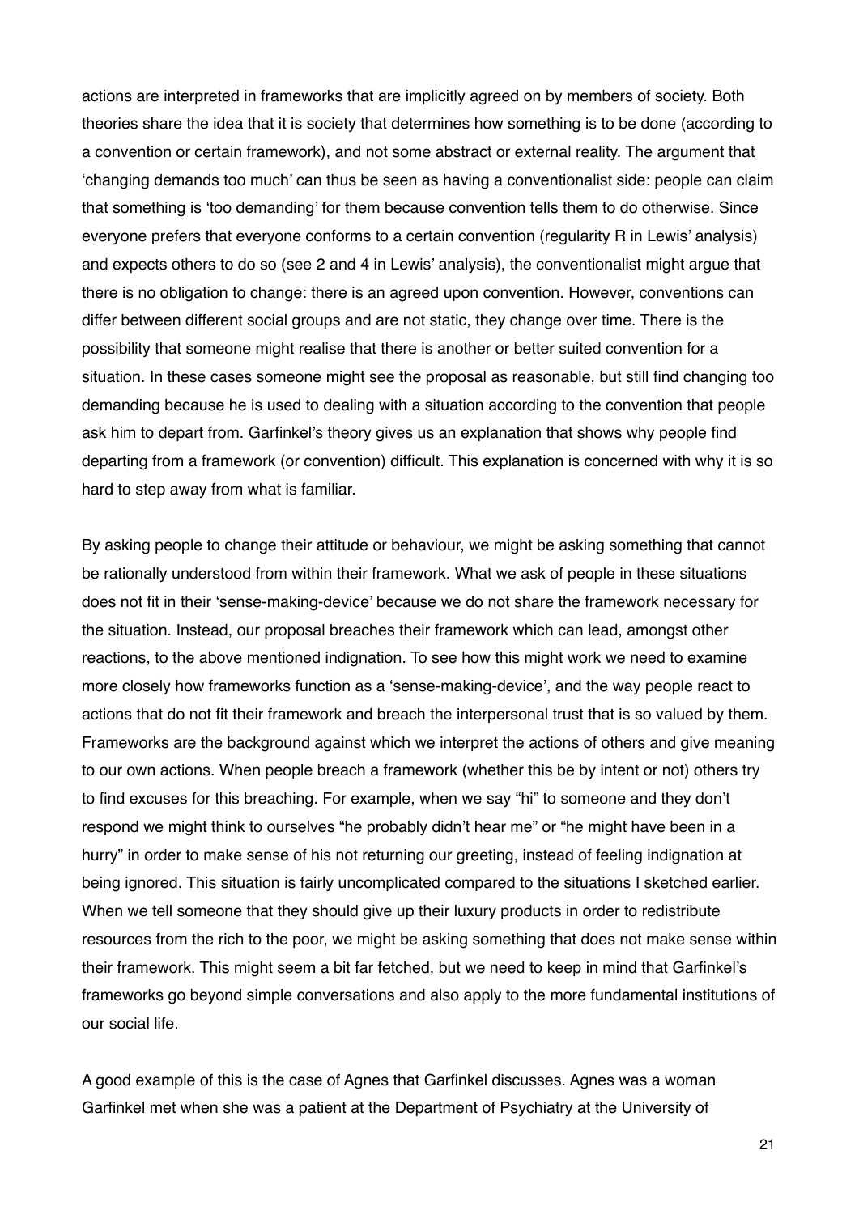actions are interpreted in frameworks that are implicitly agreed on by members of society. Both theories share the idea that it is society that determines how something is to be done (according to a convention or certain framework), and not some abstract or external reality. The argument that 'changing demands too much' can thus be seen as having a conventionalist side: people can claim that something is 'too demanding' for them because convention tells them to do otherwise. Since everyone prefers that everyone conforms to a certain convention (regularity R in Lewis' analysis) and expects others to do so (see 2 and 4 in Lewis' analysis), the conventionalist might argue that there is no obligation to change: there is an agreed upon convention. However, conventions can differ between different social groups and are not static, they change over time. There is the possibility that someone might realise that there is another or better suited convention for a situation. In these cases someone might see the proposal as reasonable, but still find changing too demanding because he is used to dealing with a situation according to the convention that people ask him to depart from. Garfinkel's theory gives us an explanation that shows why people find departing from a framework (or convention) difficult. This explanation is concerned with why it is so hard to step away from what is familiar.

By asking people to change their attitude or behaviour, we might be asking something that cannot be rationally understood from within their framework. What we ask of people in these situations does not fit in their 'sense-making-device' because we do not share the framework necessary for the situation. Instead, our proposal breaches their framework which can lead, amongst other reactions, to the above mentioned indignation. To see how this might work we need to examine more closely how frameworks function as a 'sense-making-device', and the way people react to actions that do not fit their framework and breach the interpersonal trust that is so valued by them. Frameworks are the background against which we interpret the actions of others and give meaning to our own actions. When people breach a framework (whether this be by intent or not) others try to find excuses for this breaching. For example, when we say "hi" to someone and they don't respond we might think to ourselves "he probably didn't hear me" or "he might have been in a hurry" in order to make sense of his not returning our greeting, instead of feeling indignation at being ignored. This situation is fairly uncomplicated compared to the situations I sketched earlier. When we tell someone that they should give up their luxury products in order to redistribute resources from the rich to the poor, we might be asking something that does not make sense within their framework. This might seem a bit far fetched, but we need to keep in mind that Garfinkel's frameworks go beyond simple conversations and also apply to the more fundamental institutions of our social life.

A good example of this is the case of Agnes that Garfinkel discusses. Agnes was a woman Garfinkel met when she was a patient at the Department of Psychiatry at the University of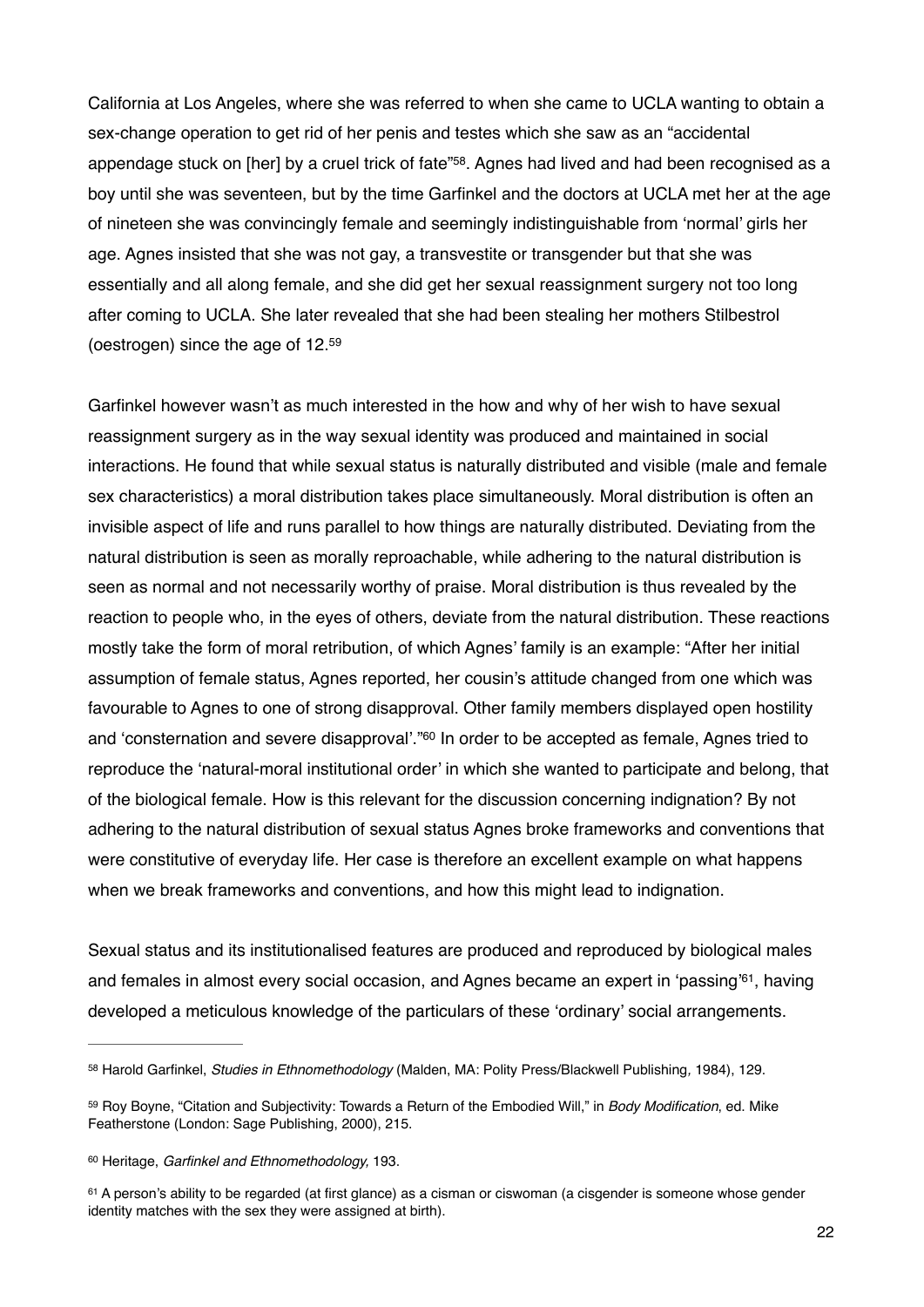California at Los Angeles, where she was referred to when she came to UCLA wanting to obtain a sex-change operation to get rid of her penis and testes which she saw as an "accidental appendage stuck on [her] by a cruel trick of fate"[58]. Agnes had lived and had been recognised as a boy until she was seventeen, but by the time Garfinkel and the doctors at UCLA met her at the age of nineteen she was convincingly female and seemingly indistinguishable from 'normal' girls her age. Agnes insisted that she was not gay, a transvestite or transgender but that she was essentially and all along female, and she did get her sexual reassignment surgery not too long after coming to UCLA. She later revealed that she had been stealing her mothers Stilbestrol (oestrogen) since the age of 12.[59]

Garfinkel however wasn't as much interested in the how and why of her wish to have sexual reassignment surgery as in the way sexual identity was produced and maintained in social interactions. He found that while sexual status is naturally distributed and visible (male and female sex characteristics) a moral distribution takes place simultaneously. Moral distribution is often an invisible aspect of life and runs parallel to how things are naturally distributed. Deviating from the natural distribution is seen as morally reproachable, while adhering to the natural distribution is seen as normal and not necessarily worthy of praise. Moral distribution is thus revealed by the reaction to people who, in the eyes of others, deviate from the natural distribution. These reactions mostly take the form of moral retribution, of which Agnes' family is an example: "After her initial assumption of female status, Agnes reported, her cousin's attitude changed from one which was favourable to Agnes to one of strong disapproval. Other family members displayed open hostility and 'consternation and severe disapproval'."[60] In order to be accepted as female, Agnes tried to reproduce the 'natural-moral institutional order' in which she wanted to participate and belong, that of the biological female. How is this relevant for the discussion concerning indignation? By not adhering to the natural distribution of sexual status Agnes broke frameworks and conventions that were constitutive of everyday life. Her case is therefore an excellent example on what happens when we break frameworks and conventions, and how this might lead to indignation.

Sexual status and its institutionalised features are produced and reproduced by biological males and females in almost every social occasion, and Agnes became an expert in 'passing'[61], having developed a meticulous knowledge of the particulars of these 'ordinary' social arrangements.

---

[58] Harold Garfinkel, *Studies in Ethnomethodology* (Malden, MA: Polity Press/Blackwell Publishing, 1984), 129.

[59] Roy Boyne, "Citation and Subjectivity: Towards a Return of the Embodied Will," in *Body Modification*, ed. Mike Featherstone (London: Sage Publishing, 2000), 215.

[60] Heritage, *Garfinkel and Ethnomethodology,* 193.

[61] A person's ability to be regarded (at first glance) as a cisman or ciswoman (a cisgender is someone whose gender identity matches with the sex they were assigned at birth).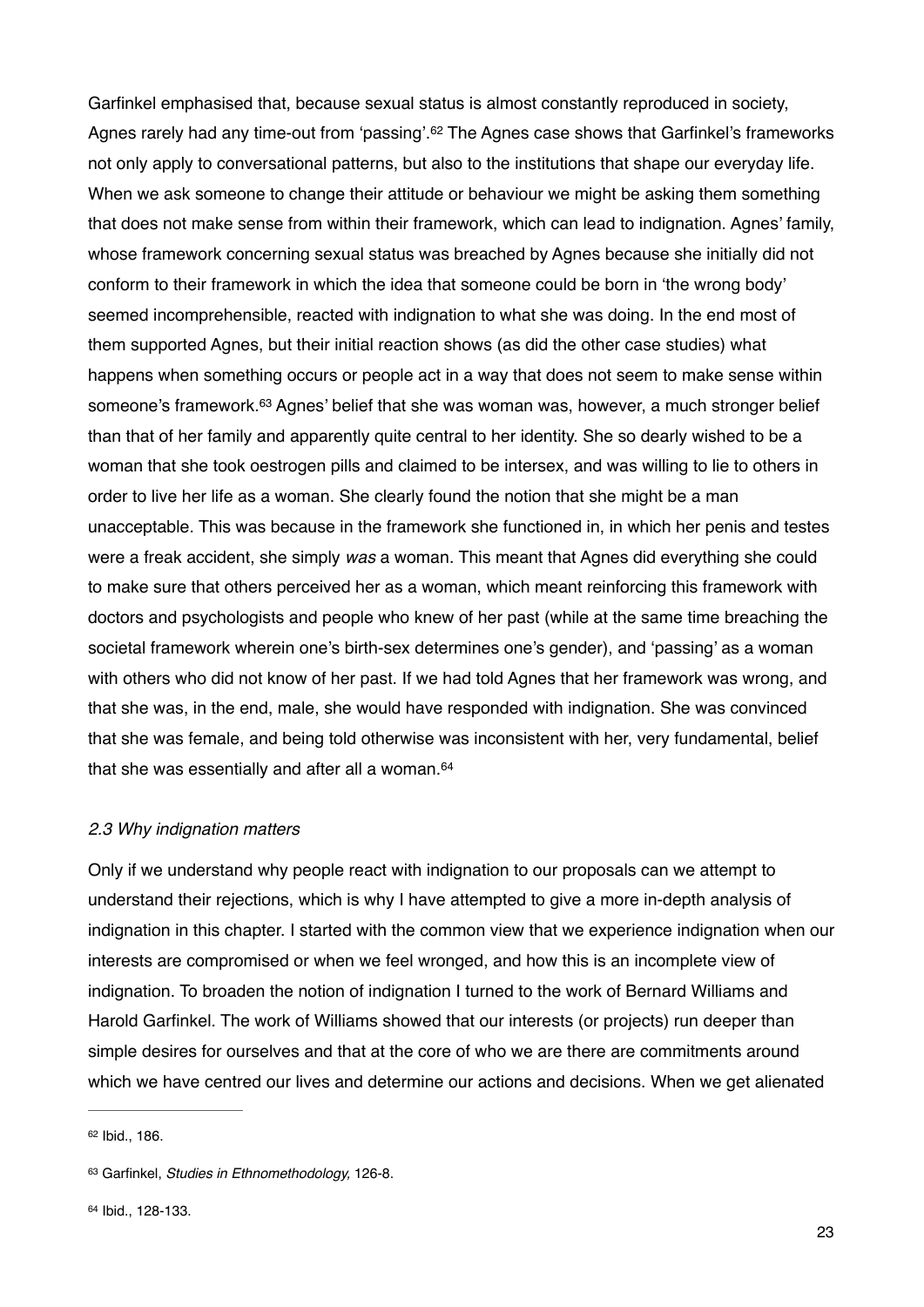Garfinkel emphasised that, because sexual status is almost constantly reproduced in society, Agnes rarely had any time-out from 'passing'.[62] The Agnes case shows that Garfinkel's frameworks not only apply to conversational patterns, but also to the institutions that shape our everyday life. When we ask someone to change their attitude or behaviour we might be asking them something that does not make sense from within their framework, which can lead to indignation. Agnes' family, whose framework concerning sexual status was breached by Agnes because she initially did not conform to their framework in which the idea that someone could be born in 'the wrong body' seemed incomprehensible, reacted with indignation to what she was doing. In the end most of them supported Agnes, but their initial reaction shows (as did the other case studies) what happens when something occurs or people act in a way that does not seem to make sense within someone's framework.[63] Agnes' belief that she was woman was, however, a much stronger belief than that of her family and apparently quite central to her identity. She so dearly wished to be a woman that she took oestrogen pills and claimed to be intersex, and was willing to lie to others in order to live her life as a woman. She clearly found the notion that she might be a man unacceptable. This was because in the framework she functioned in, in which her penis and testes were a freak accident, she simply *was* a woman. This meant that Agnes did everything she could to make sure that others perceived her as a woman, which meant reinforcing this framework with doctors and psychologists and people who knew of her past (while at the same time breaching the societal framework wherein one's birth-sex determines one's gender), and 'passing' as a woman with others who did not know of her past. If we had told Agnes that her framework was wrong, and that she was, in the end, male, she would have responded with indignation. She was convinced that she was female, and being told otherwise was inconsistent with her, very fundamental, belief that she was essentially and after all a woman.[64]

### *2.3 Why indignation matters*

Only if we understand why people react with indignation to our proposals can we attempt to understand their rejections, which is why I have attempted to give a more in-depth analysis of indignation in this chapter. I started with the common view that we experience indignation when our interests are compromised or when we feel wronged, and how this is an incomplete view of indignation. To broaden the notion of indignation I turned to the work of Bernard Williams and Harold Garfinkel. The work of Williams showed that our interests (or projects) run deeper than simple desires for ourselves and that at the core of who we are there are commitments around which we have centred our lives and determine our actions and decisions. When we get alienated

---

[62] Ibid., 186.

[63] Garfinkel, *Studies in Ethnomethodology,* 126-8.

[64] Ibid., 128-133.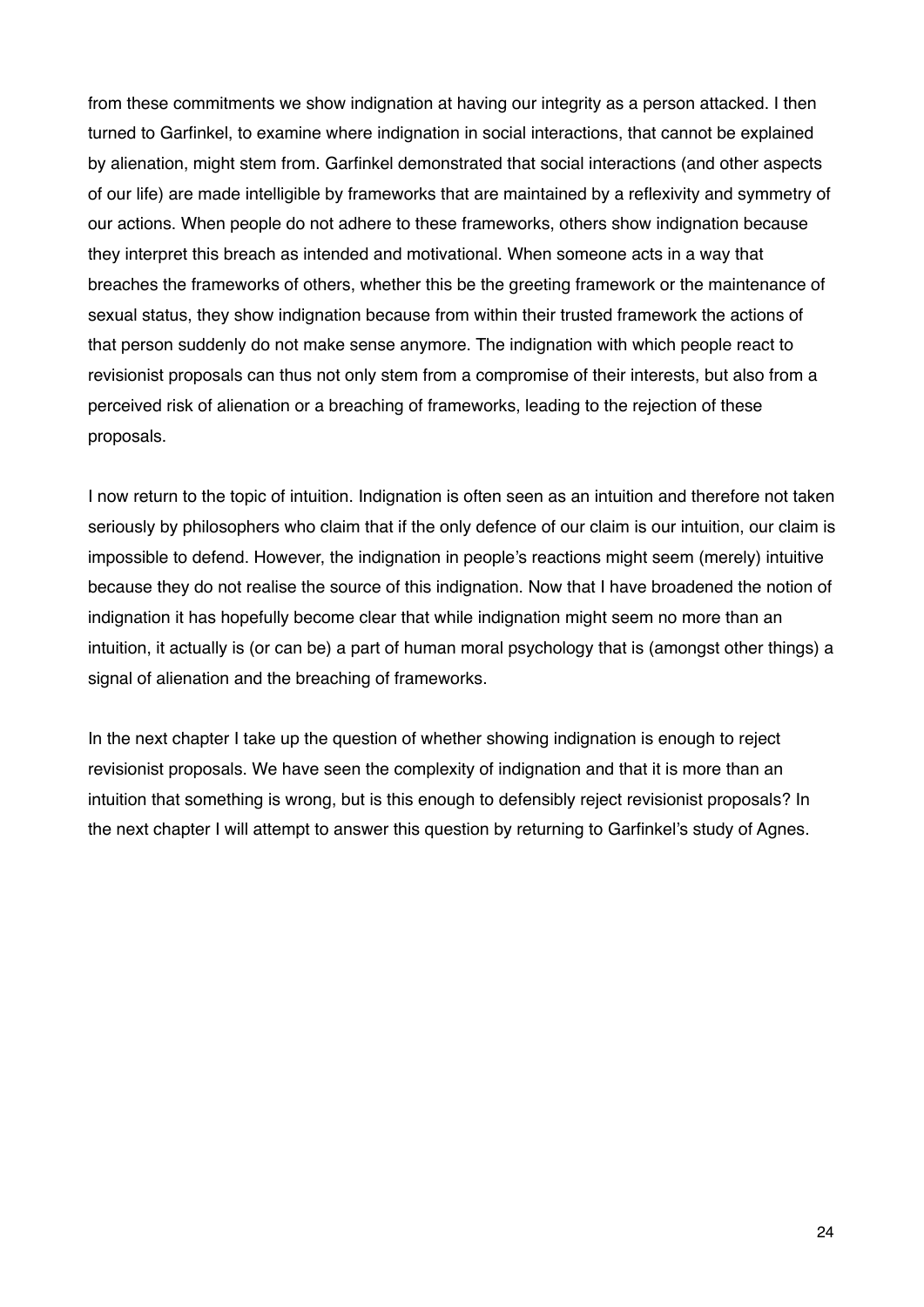from these commitments we show indignation at having our integrity as a person attacked. I then turned to Garfinkel, to examine where indignation in social interactions, that cannot be explained by alienation, might stem from. Garfinkel demonstrated that social interactions (and other aspects of our life) are made intelligible by frameworks that are maintained by a reflexivity and symmetry of our actions. When people do not adhere to these frameworks, others show indignation because they interpret this breach as intended and motivational. When someone acts in a way that breaches the frameworks of others, whether this be the greeting framework or the maintenance of sexual status, they show indignation because from within their trusted framework the actions of that person suddenly do not make sense anymore. The indignation with which people react to revisionist proposals can thus not only stem from a compromise of their interests, but also from a perceived risk of alienation or a breaching of frameworks, leading to the rejection of these proposals.

I now return to the topic of intuition. Indignation is often seen as an intuition and therefore not taken seriously by philosophers who claim that if the only defence of our claim is our intuition, our claim is impossible to defend. However, the indignation in people's reactions might seem (merely) intuitive because they do not realise the source of this indignation. Now that I have broadened the notion of indignation it has hopefully become clear that while indignation might seem no more than an intuition, it actually is (or can be) a part of human moral psychology that is (amongst other things) a signal of alienation and the breaching of frameworks.

In the next chapter I take up the question of whether showing indignation is enough to reject revisionist proposals. We have seen the complexity of indignation and that it is more than an intuition that something is wrong, but is this enough to defensibly reject revisionist proposals? In the next chapter I will attempt to answer this question by returning to Garfinkel's study of Agnes.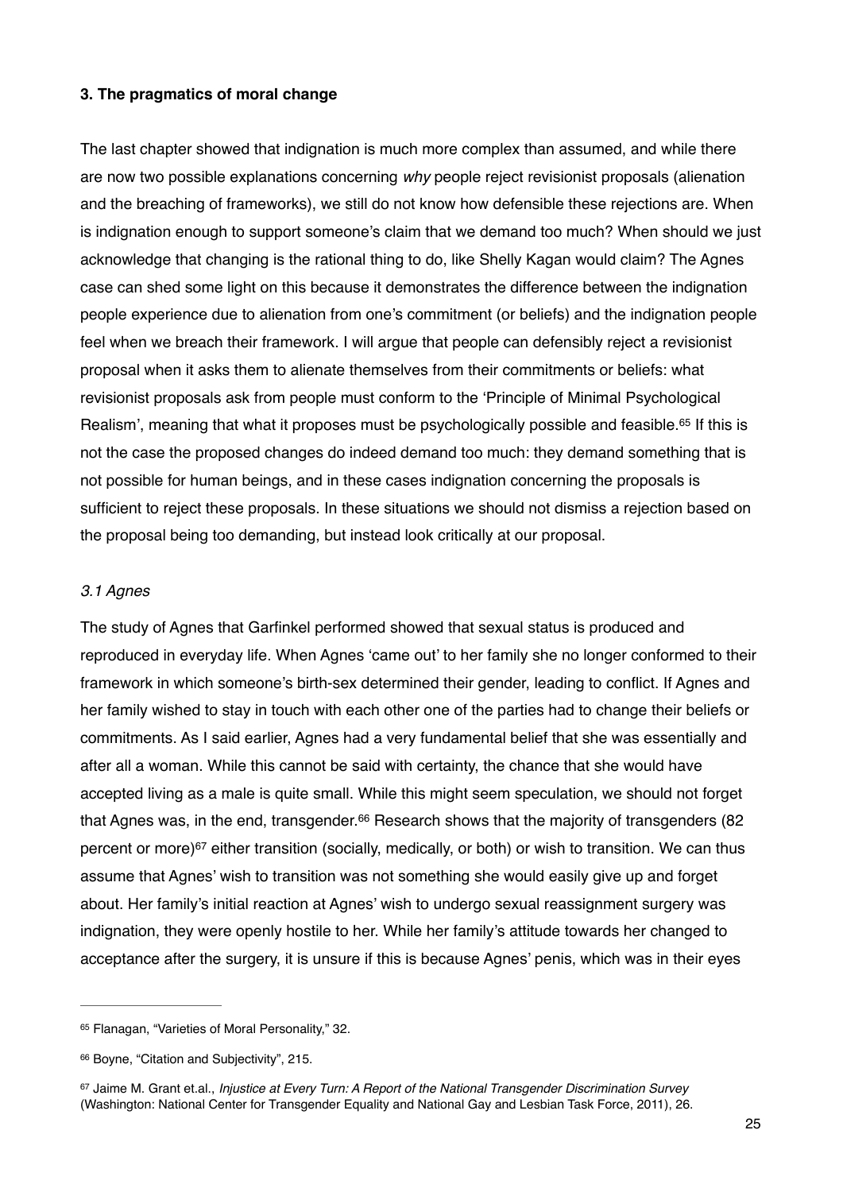### 3. The pragmatics of moral change

The last chapter showed that indignation is much more complex than assumed, and while there are now two possible explanations concerning *why* people reject revisionist proposals (alienation and the breaching of frameworks), we still do not know how defensible these rejections are. When is indignation enough to support someone's claim that we demand too much? When should we just acknowledge that changing is the rational thing to do, like Shelly Kagan would claim? The Agnes case can shed some light on this because it demonstrates the difference between the indignation people experience due to alienation from one's commitment (or beliefs) and the indignation people feel when we breach their framework. I will argue that people can defensibly reject a revisionist proposal when it asks them to alienate themselves from their commitments or beliefs: what revisionist proposals ask from people must conform to the 'Principle of Minimal Psychological Realism', meaning that what it proposes must be psychologically possible and feasible.[65] If this is not the case the proposed changes do indeed demand too much: they demand something that is not possible for human beings, and in these cases indignation concerning the proposals is sufficient to reject these proposals. In these situations we should not dismiss a rejection based on the proposal being too demanding, but instead look critically at our proposal.

#### *3.1 Agnes*

The study of Agnes that Garfinkel performed showed that sexual status is produced and reproduced in everyday life. When Agnes 'came out' to her family she no longer conformed to their framework in which someone's birth-sex determined their gender, leading to conflict. If Agnes and her family wished to stay in touch with each other one of the parties had to change their beliefs or commitments. As I said earlier, Agnes had a very fundamental belief that she was essentially and after all a woman. While this cannot be said with certainty, the chance that she would have accepted living as a male is quite small. While this might seem speculation, we should not forget that Agnes was, in the end, transgender.[66] Research shows that the majority of transgenders (82 percent or more)[67] either transition (socially, medically, or both) or wish to transition. We can thus assume that Agnes' wish to transition was not something she would easily give up and forget about. Her family's initial reaction at Agnes' wish to undergo sexual reassignment surgery was indignation, they were openly hostile to her. While her family's attitude towards her changed to acceptance after the surgery, it is unsure if this is because Agnes' penis, which was in their eyes

---

[65] Flanagan, "Varieties of Moral Personality," 32.

[66] Boyne, "Citation and Subjectivity", 215.

[67] Jaime M. Grant et.al., *Injustice at Every Turn: A Report of the National Transgender Discrimination Survey* (Washington: National Center for Transgender Equality and National Gay and Lesbian Task Force, 2011), 26.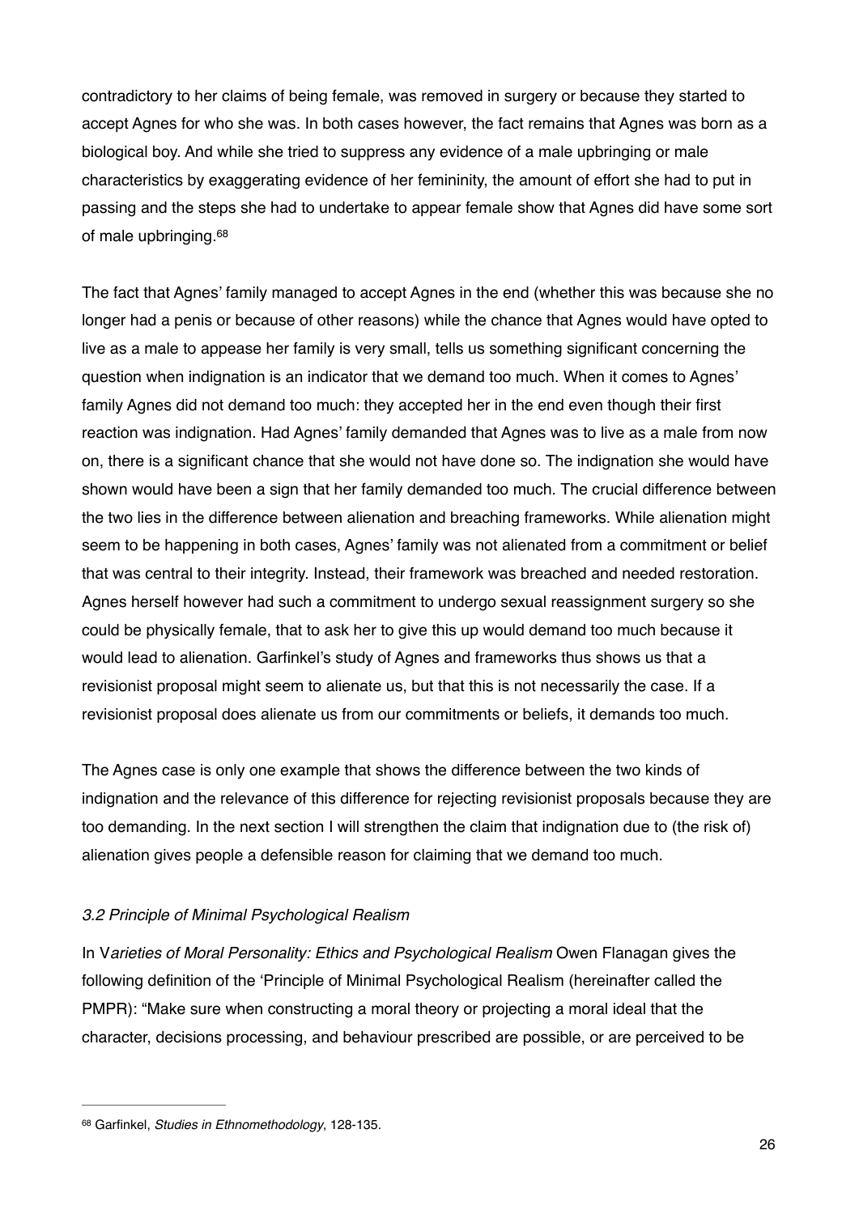contradictory to her claims of being female, was removed in surgery or because they started to accept Agnes for who she was. In both cases however, the fact remains that Agnes was born as a biological boy. And while she tried to suppress any evidence of a male upbringing or male characteristics by exaggerating evidence of her femininity, the amount of effort she had to put in passing and the steps she had to undertake to appear female show that Agnes did have some sort of male upbringing.[68]

The fact that Agnes' family managed to accept Agnes in the end (whether this was because she no longer had a penis or because of other reasons) while the chance that Agnes would have opted to live as a male to appease her family is very small, tells us something significant concerning the question when indignation is an indicator that we demand too much. When it comes to Agnes' family Agnes did not demand too much: they accepted her in the end even though their first reaction was indignation. Had Agnes' family demanded that Agnes was to live as a male from now on, there is a significant chance that she would not have done so. The indignation she would have shown would have been a sign that her family demanded too much. The crucial difference between the two lies in the difference between alienation and breaching frameworks. While alienation might seem to be happening in both cases, Agnes' family was not alienated from a commitment or belief that was central to their integrity. Instead, their framework was breached and needed restoration. Agnes herself however had such a commitment to undergo sexual reassignment surgery so she could be physically female, that to ask her to give this up would demand too much because it would lead to alienation. Garfinkel's study of Agnes and frameworks thus shows us that a revisionist proposal might seem to alienate us, but that this is not necessarily the case. If a revisionist proposal does alienate us from our commitments or beliefs, it demands too much.

The Agnes case is only one example that shows the difference between the two kinds of indignation and the relevance of this difference for rejecting revisionist proposals because they are too demanding. In the next section I will strengthen the claim that indignation due to (the risk of) alienation gives people a defensible reason for claiming that we demand too much.

### *3.2 Principle of Minimal Psychological Realism*

In V*arieties of Moral Personality: Ethics and Psychological Realism* Owen Flanagan gives the following definition of the 'Principle of Minimal Psychological Realism (hereinafter called the PMPR): "Make sure when constructing a moral theory or projecting a moral ideal that the character, decisions processing, and behaviour prescribed are possible, or are perceived to be

---

[68] Garfinkel, *Studies in Ethnomethodology*, 128-135.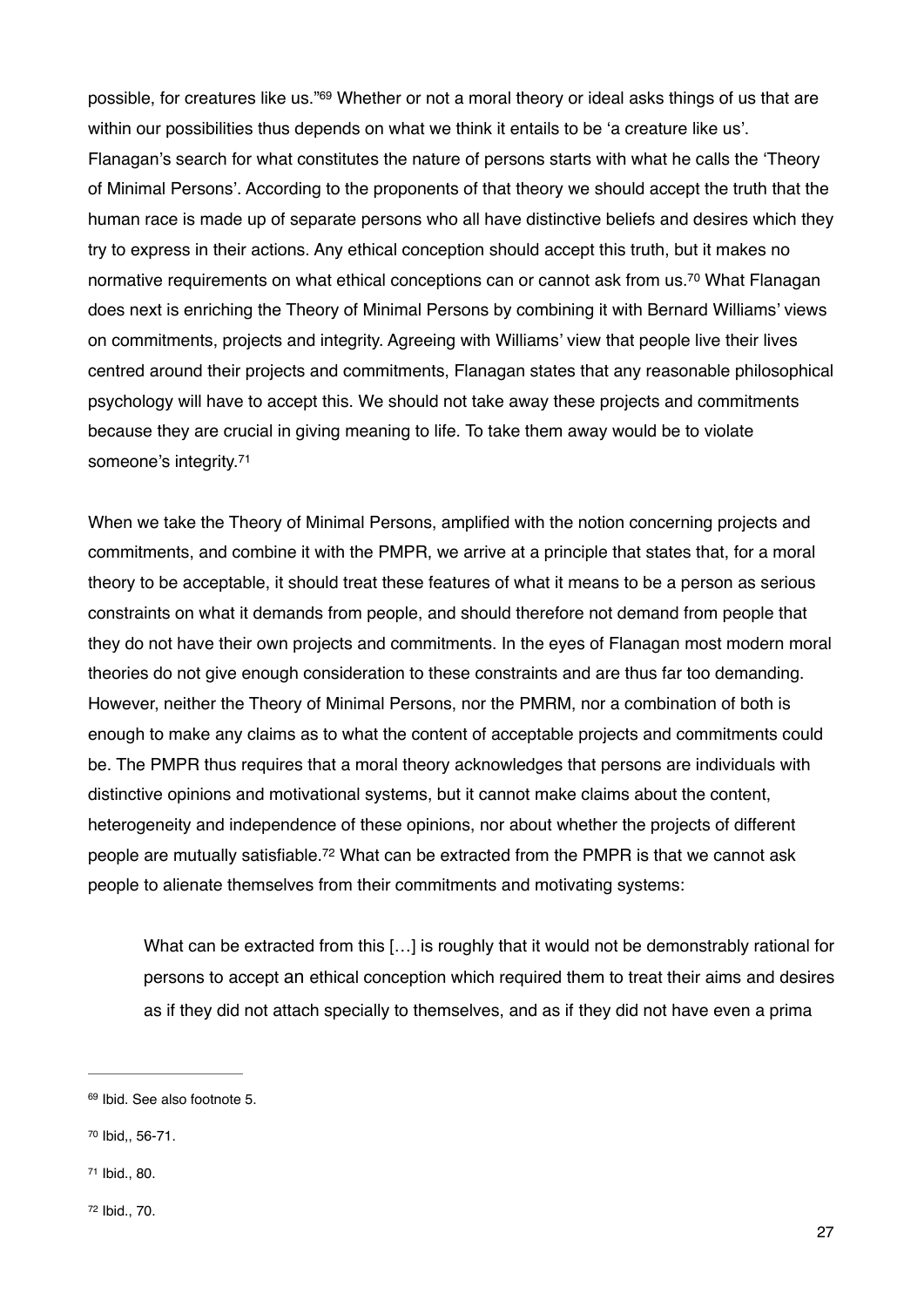possible, for creatures like us."[69] Whether or not a moral theory or ideal asks things of us that are within our possibilities thus depends on what we think it entails to be 'a creature like us'. Flanagan's search for what constitutes the nature of persons starts with what he calls the 'Theory of Minimal Persons'. According to the proponents of that theory we should accept the truth that the human race is made up of separate persons who all have distinctive beliefs and desires which they try to express in their actions. Any ethical conception should accept this truth, but it makes no normative requirements on what ethical conceptions can or cannot ask from us.[70] What Flanagan does next is enriching the Theory of Minimal Persons by combining it with Bernard Williams' views on commitments, projects and integrity. Agreeing with Williams' view that people live their lives centred around their projects and commitments, Flanagan states that any reasonable philosophical psychology will have to accept this. We should not take away these projects and commitments because they are crucial in giving meaning to life. To take them away would be to violate someone's integrity.[71]

When we take the Theory of Minimal Persons, amplified with the notion concerning projects and commitments, and combine it with the PMPR, we arrive at a principle that states that, for a moral theory to be acceptable, it should treat these features of what it means to be a person as serious constraints on what it demands from people, and should therefore not demand from people that they do not have their own projects and commitments. In the eyes of Flanagan most modern moral theories do not give enough consideration to these constraints and are thus far too demanding. However, neither the Theory of Minimal Persons, nor the PMRM, nor a combination of both is enough to make any claims as to what the content of acceptable projects and commitments could be. The PMPR thus requires that a moral theory acknowledges that persons are individuals with distinctive opinions and motivational systems, but it cannot make claims about the content, heterogeneity and independence of these opinions, nor about whether the projects of different people are mutually satisfiable.[72] What can be extracted from the PMPR is that we cannot ask people to alienate themselves from their commitments and motivating systems:

> What can be extracted from this […] is roughly that it would not be demonstrably rational for persons to accept an ethical conception which required them to treat their aims and desires as if they did not attach specially to themselves, and as if they did not have even a prima

---

[69] Ibid. See also footnote 5.

[70] Ibid,, 56-71.

[71] Ibid., 80.

[72] Ibid., 70.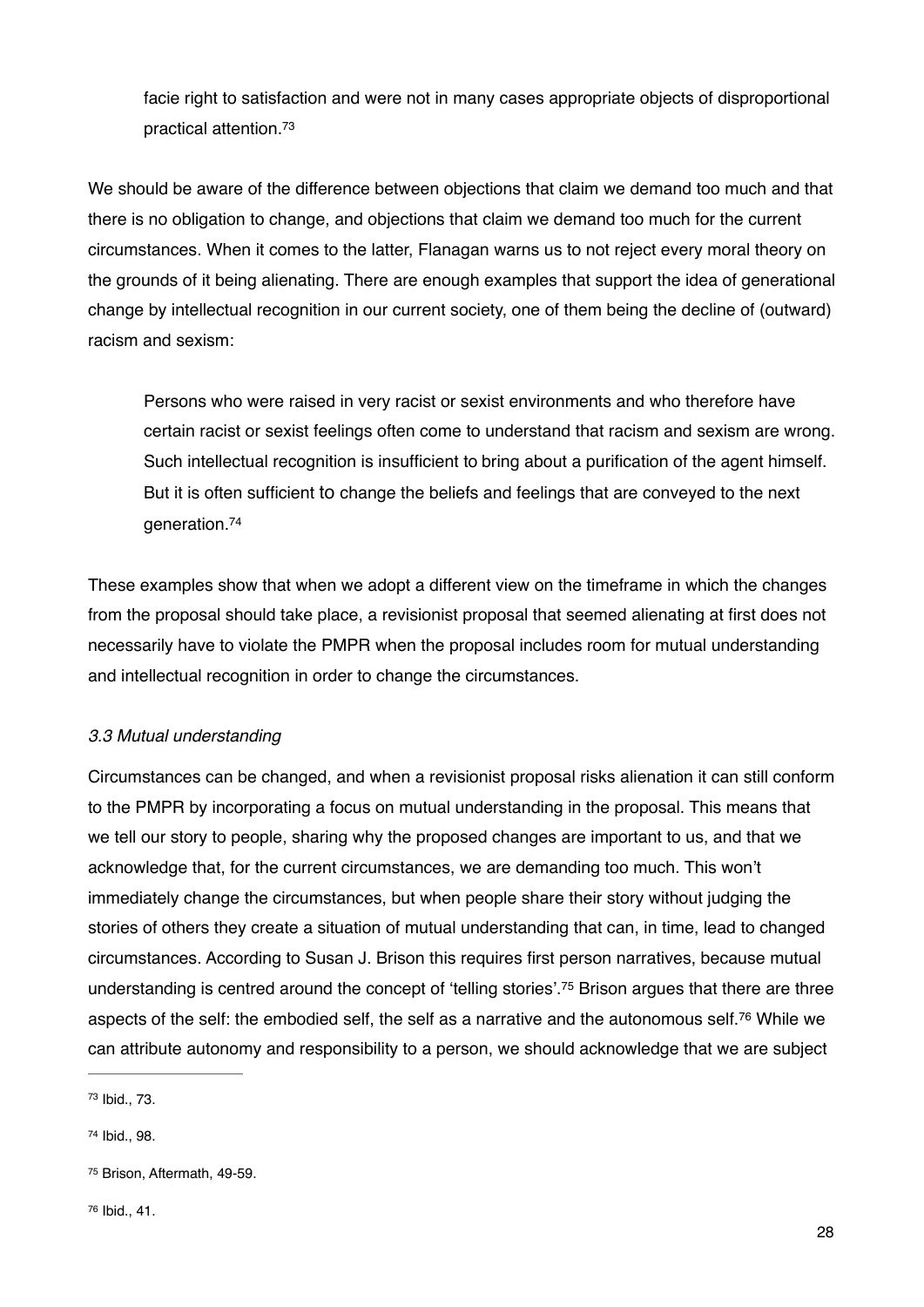> facie right to satisfaction and were not in many cases appropriate objects of disproportional practical attention.[73]

We should be aware of the difference between objections that claim we demand too much and that there is no obligation to change, and objections that claim we demand too much for the current circumstances. When it comes to the latter, Flanagan warns us to not reject every moral theory on the grounds of it being alienating. There are enough examples that support the idea of generational change by intellectual recognition in our current society, one of them being the decline of (outward) racism and sexism:

> Persons who were raised in very racist or sexist environments and who therefore have certain racist or sexist feelings often come to understand that racism and sexism are wrong. Such intellectual recognition is insufficient to bring about a purification of the agent himself. But it is often sufficient to change the beliefs and feelings that are conveyed to the next generation.[74]

These examples show that when we adopt a different view on the timeframe in which the changes from the proposal should take place, a revisionist proposal that seemed alienating at first does not necessarily have to violate the PMPR when the proposal includes room for mutual understanding and intellectual recognition in order to change the circumstances.

### *3.3 Mutual understanding*

Circumstances can be changed, and when a revisionist proposal risks alienation it can still conform to the PMPR by incorporating a focus on mutual understanding in the proposal. This means that we tell our story to people, sharing why the proposed changes are important to us, and that we acknowledge that, for the current circumstances, we are demanding too much. This won't immediately change the circumstances, but when people share their story without judging the stories of others they create a situation of mutual understanding that can, in time, lead to changed circumstances. According to Susan J. Brison this requires first person narratives, because mutual understanding is centred around the concept of 'telling stories'.[75] Brison argues that there are three aspects of the self: the embodied self, the self as a narrative and the autonomous self.[76] While we can attribute autonomy and responsibility to a person, we should acknowledge that we are subject

---

[73] Ibid., 73.

[74] Ibid., 98.

[75] Brison, Aftermath, 49-59.

[76] Ibid., 41.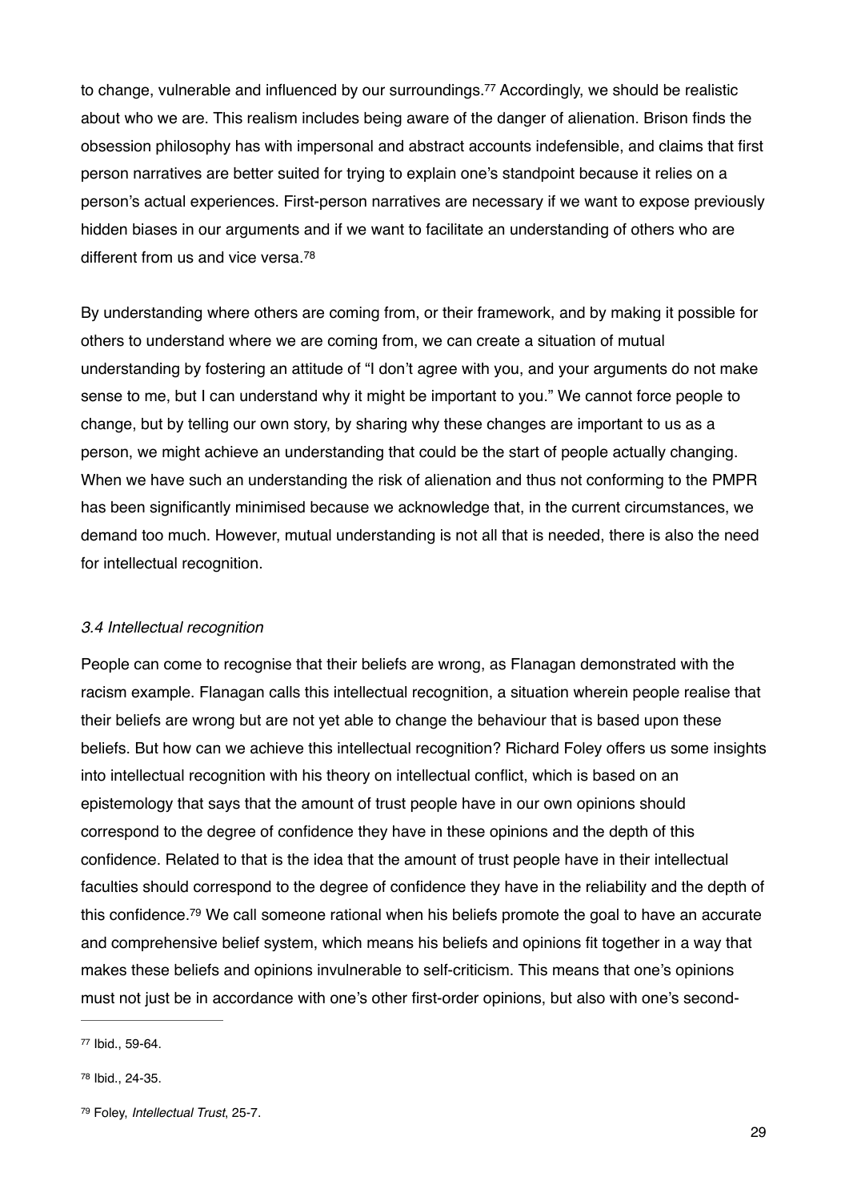to change, vulnerable and influenced by our surroundings.[77] Accordingly, we should be realistic about who we are. This realism includes being aware of the danger of alienation. Brison finds the obsession philosophy has with impersonal and abstract accounts indefensible, and claims that first person narratives are better suited for trying to explain one's standpoint because it relies on a person's actual experiences. First-person narratives are necessary if we want to expose previously hidden biases in our arguments and if we want to facilitate an understanding of others who are different from us and vice versa.[78]

By understanding where others are coming from, or their framework, and by making it possible for others to understand where we are coming from, we can create a situation of mutual understanding by fostering an attitude of "I don't agree with you, and your arguments do not make sense to me, but I can understand why it might be important to you." We cannot force people to change, but by telling our own story, by sharing why these changes are important to us as a person, we might achieve an understanding that could be the start of people actually changing. When we have such an understanding the risk of alienation and thus not conforming to the PMPR has been significantly minimised because we acknowledge that, in the current circumstances, we demand too much. However, mutual understanding is not all that is needed, there is also the need for intellectual recognition.

### *3.4 Intellectual recognition*

People can come to recognise that their beliefs are wrong, as Flanagan demonstrated with the racism example. Flanagan calls this intellectual recognition, a situation wherein people realise that their beliefs are wrong but are not yet able to change the behaviour that is based upon these beliefs. But how can we achieve this intellectual recognition? Richard Foley offers us some insights into intellectual recognition with his theory on intellectual conflict, which is based on an epistemology that says that the amount of trust people have in our own opinions should correspond to the degree of confidence they have in these opinions and the depth of this confidence. Related to that is the idea that the amount of trust people have in their intellectual faculties should correspond to the degree of confidence they have in the reliability and the depth of this confidence.[79] We call someone rational when his beliefs promote the goal to have an accurate and comprehensive belief system, which means his beliefs and opinions fit together in a way that makes these beliefs and opinions invulnerable to self-criticism. This means that one's opinions must not just be in accordance with one's other first-order opinions, but also with one's second-

---

[77] Ibid., 59-64.

[78] Ibid., 24-35.

[79] Foley, *Intellectual Trust*, 25-7.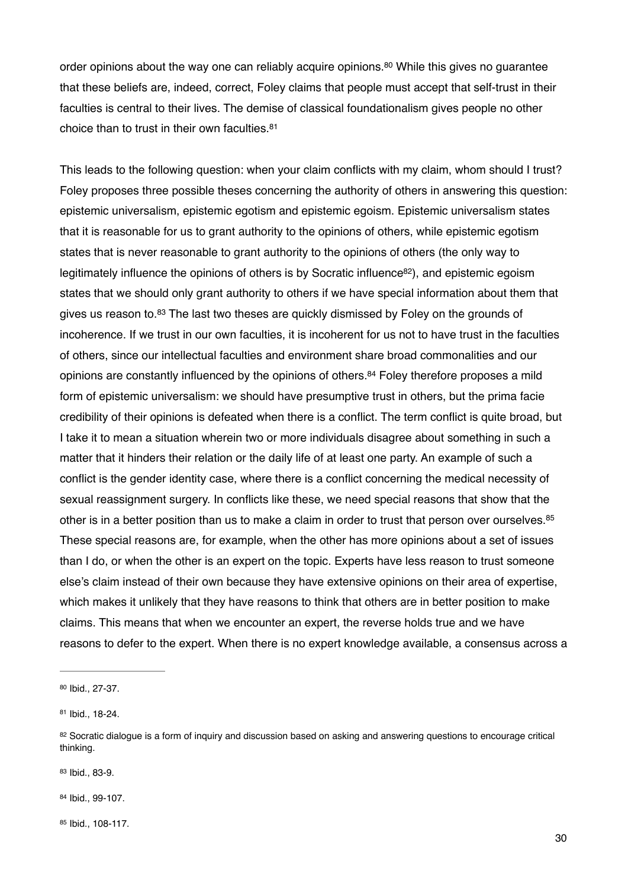order opinions about the way one can reliably acquire opinions.[80] While this gives no guarantee that these beliefs are, indeed, correct, Foley claims that people must accept that self-trust in their faculties is central to their lives. The demise of classical foundationalism gives people no other choice than to trust in their own faculties.[81]

This leads to the following question: when your claim conflicts with my claim, whom should I trust? Foley proposes three possible theses concerning the authority of others in answering this question: epistemic universalism, epistemic egotism and epistemic egoism. Epistemic universalism states that it is reasonable for us to grant authority to the opinions of others, while epistemic egotism states that is never reasonable to grant authority to the opinions of others (the only way to legitimately influence the opinions of others is by Socratic influence[82]), and epistemic egoism states that we should only grant authority to others if we have special information about them that gives us reason to.[83] The last two theses are quickly dismissed by Foley on the grounds of incoherence. If we trust in our own faculties, it is incoherent for us not to have trust in the faculties of others, since our intellectual faculties and environment share broad commonalities and our opinions are constantly influenced by the opinions of others.[84] Foley therefore proposes a mild form of epistemic universalism: we should have presumptive trust in others, but the prima facie credibility of their opinions is defeated when there is a conflict. The term conflict is quite broad, but I take it to mean a situation wherein two or more individuals disagree about something in such a matter that it hinders their relation or the daily life of at least one party. An example of such a conflict is the gender identity case, where there is a conflict concerning the medical necessity of sexual reassignment surgery. In conflicts like these, we need special reasons that show that the other is in a better position than us to make a claim in order to trust that person over ourselves.[85] These special reasons are, for example, when the other has more opinions about a set of issues than I do, or when the other is an expert on the topic. Experts have less reason to trust someone else's claim instead of their own because they have extensive opinions on their area of expertise, which makes it unlikely that they have reasons to think that others are in better position to make claims. This means that when we encounter an expert, the reverse holds true and we have reasons to defer to the expert. When there is no expert knowledge available, a consensus across a

---

[80] Ibid., 27-37.

[81] Ibid., 18-24.

[82] Socratic dialogue is a form of inquiry and discussion based on asking and answering questions to encourage critical thinking.

[83] Ibid., 83-9.

[84] Ibid., 99-107.

[85] Ibid., 108-117.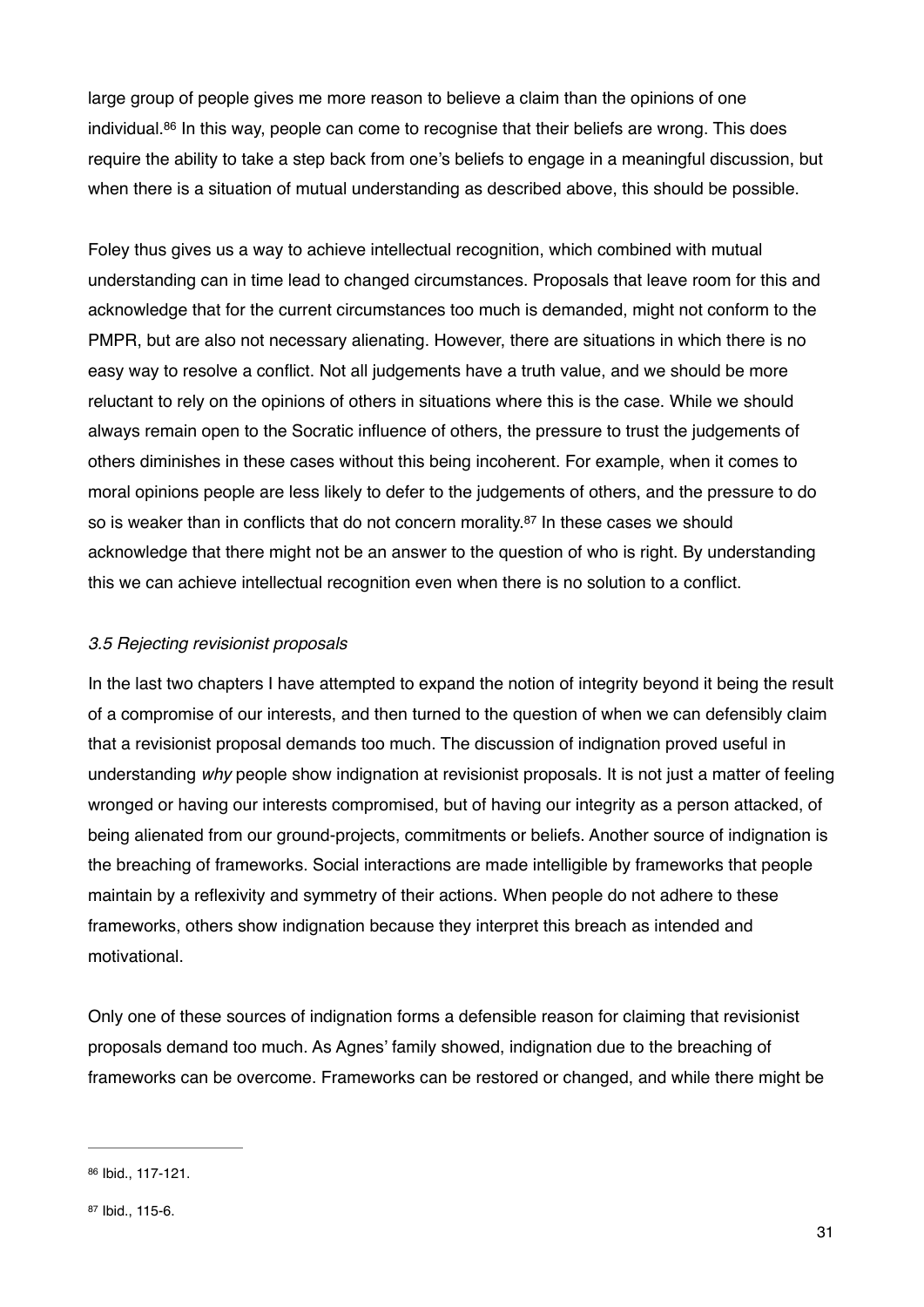large group of people gives me more reason to believe a claim than the opinions of one individual.[86] In this way, people can come to recognise that their beliefs are wrong. This does require the ability to take a step back from one's beliefs to engage in a meaningful discussion, but when there is a situation of mutual understanding as described above, this should be possible.

Foley thus gives us a way to achieve intellectual recognition, which combined with mutual understanding can in time lead to changed circumstances. Proposals that leave room for this and acknowledge that for the current circumstances too much is demanded, might not conform to the PMPR, but are also not necessary alienating. However, there are situations in which there is no easy way to resolve a conflict. Not all judgements have a truth value, and we should be more reluctant to rely on the opinions of others in situations where this is the case. While we should always remain open to the Socratic influence of others, the pressure to trust the judgements of others diminishes in these cases without this being incoherent. For example, when it comes to moral opinions people are less likely to defer to the judgements of others, and the pressure to do so is weaker than in conflicts that do not concern morality.[87] In these cases we should acknowledge that there might not be an answer to the question of who is right. By understanding this we can achieve intellectual recognition even when there is no solution to a conflict.

### *3.5 Rejecting revisionist proposals*

In the last two chapters I have attempted to expand the notion of integrity beyond it being the result of a compromise of our interests, and then turned to the question of when we can defensibly claim that a revisionist proposal demands too much. The discussion of indignation proved useful in understanding *why* people show indignation at revisionist proposals. It is not just a matter of feeling wronged or having our interests compromised, but of having our integrity as a person attacked, of being alienated from our ground-projects, commitments or beliefs. Another source of indignation is the breaching of frameworks. Social interactions are made intelligible by frameworks that people maintain by a reflexivity and symmetry of their actions. When people do not adhere to these frameworks, others show indignation because they interpret this breach as intended and motivational.

Only one of these sources of indignation forms a defensible reason for claiming that revisionist proposals demand too much. As Agnes' family showed, indignation due to the breaching of frameworks can be overcome. Frameworks can be restored or changed, and while there might be

---

[86] Ibid., 117-121.

[87] Ibid., 115-6.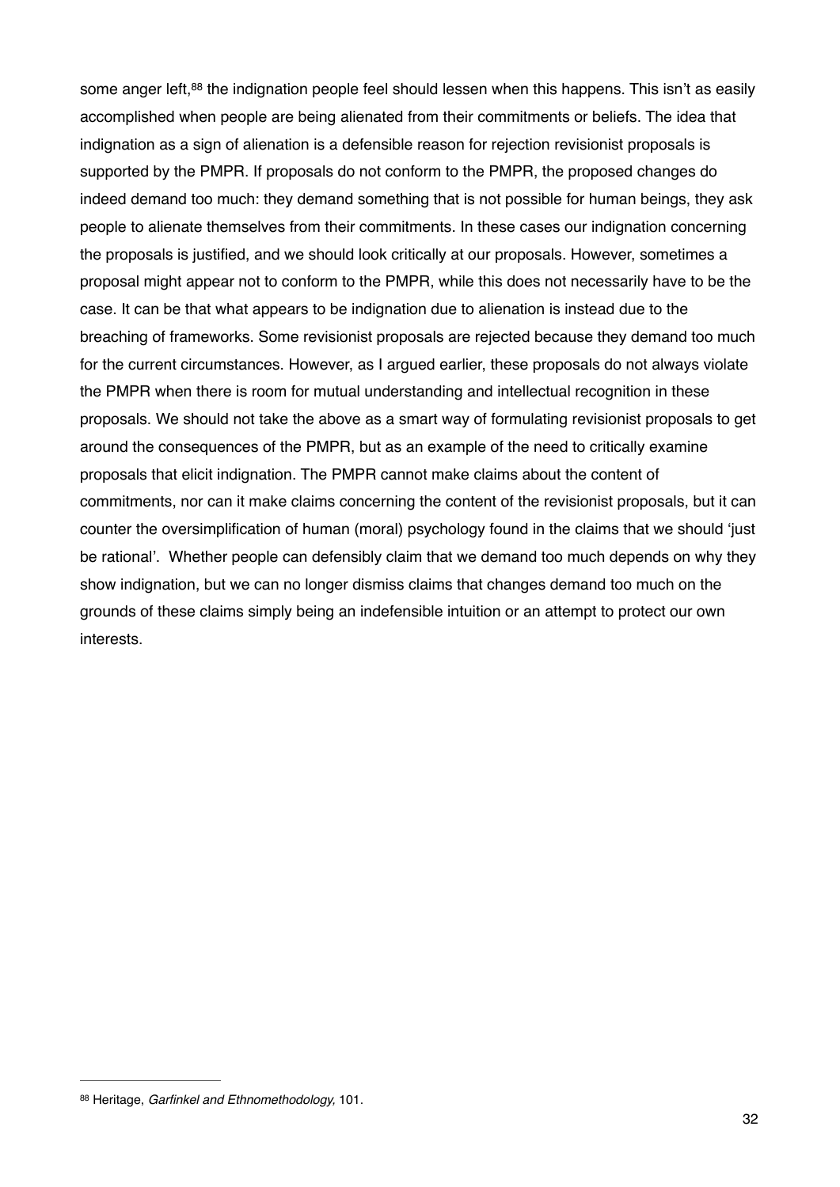some anger left,[88] the indignation people feel should lessen when this happens. This isn't as easily accomplished when people are being alienated from their commitments or beliefs. The idea that indignation as a sign of alienation is a defensible reason for rejection revisionist proposals is supported by the PMPR. If proposals do not conform to the PMPR, the proposed changes do indeed demand too much: they demand something that is not possible for human beings, they ask people to alienate themselves from their commitments. In these cases our indignation concerning the proposals is justified, and we should look critically at our proposals. However, sometimes a proposal might appear not to conform to the PMPR, while this does not necessarily have to be the case. It can be that what appears to be indignation due to alienation is instead due to the breaching of frameworks. Some revisionist proposals are rejected because they demand too much for the current circumstances. However, as I argued earlier, these proposals do not always violate the PMPR when there is room for mutual understanding and intellectual recognition in these proposals. We should not take the above as a smart way of formulating revisionist proposals to get around the consequences of the PMPR, but as an example of the need to critically examine proposals that elicit indignation. The PMPR cannot make claims about the content of commitments, nor can it make claims concerning the content of the revisionist proposals, but it can counter the oversimplification of human (moral) psychology found in the claims that we should 'just be rational'.  Whether people can defensibly claim that we demand too much depends on why they show indignation, but we can no longer dismiss claims that changes demand too much on the grounds of these claims simply being an indefensible intuition or an attempt to protect our own interests.

---

[88] Heritage, *Garfinkel and Ethnomethodology,* 101.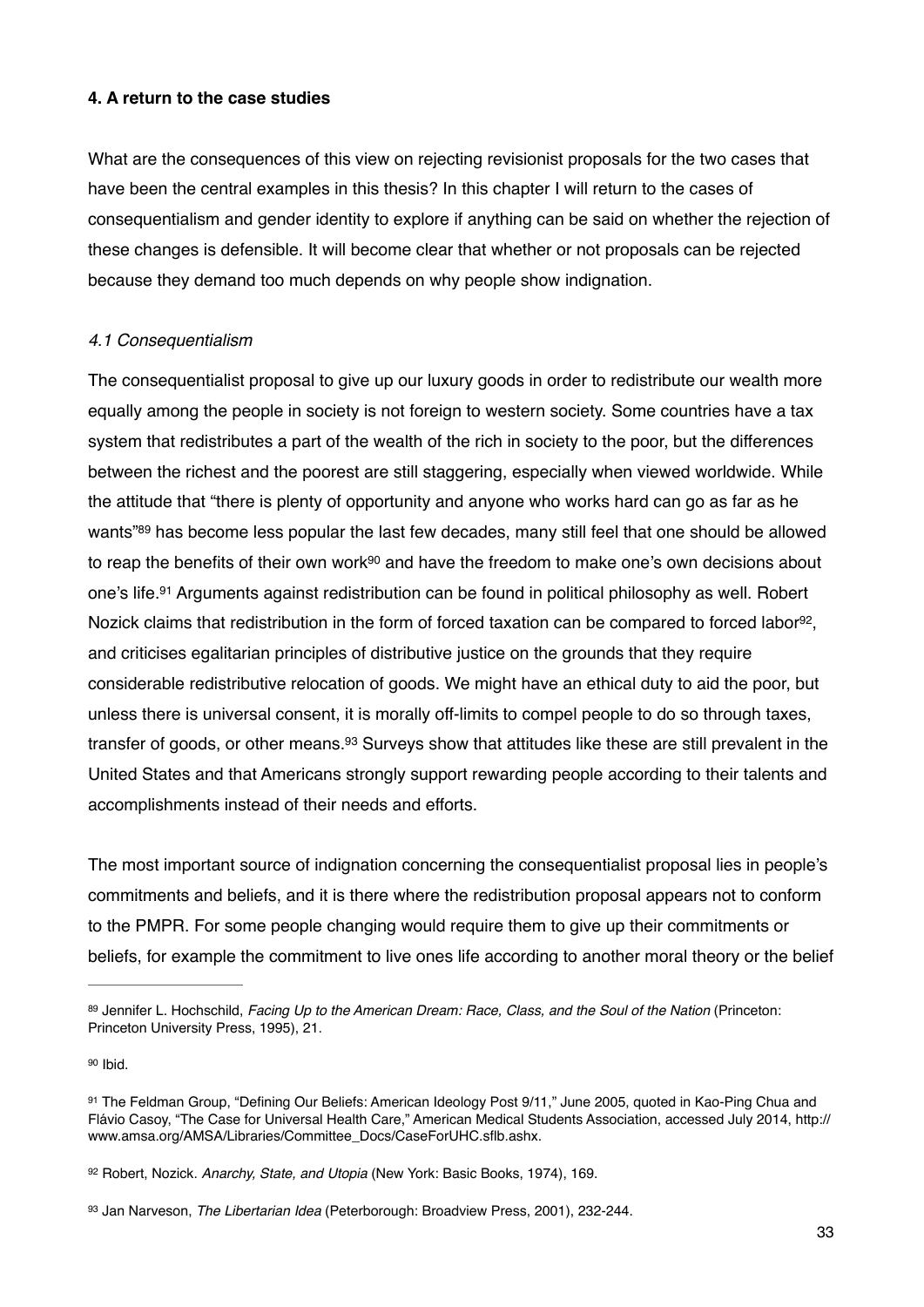**4. A return to the case studies**

What are the consequences of this view on rejecting revisionist proposals for the two cases that have been the central examples in this thesis? In this chapter I will return to the cases of consequentialism and gender identity to explore if anything can be said on whether the rejection of these changes is defensible. It will become clear that whether or not proposals can be rejected because they demand too much depends on why people show indignation.

*4.1 Consequentialism*

The consequentialist proposal to give up our luxury goods in order to redistribute our wealth more equally among the people in society is not foreign to western society. Some countries have a tax system that redistributes a part of the wealth of the rich in society to the poor, but the differences between the richest and the poorest are still staggering, especially when viewed worldwide. While the attitude that "there is plenty of opportunity and anyone who works hard can go as far as he wants"[89] has become less popular the last few decades, many still feel that one should be allowed to reap the benefits of their own work[90] and have the freedom to make one's own decisions about one's life.[91] Arguments against redistribution can be found in political philosophy as well. Robert Nozick claims that redistribution in the form of forced taxation can be compared to forced labor[92], and criticises egalitarian principles of distributive justice on the grounds that they require considerable redistributive relocation of goods. We might have an ethical duty to aid the poor, but unless there is universal consent, it is morally off-limits to compel people to do so through taxes, transfer of goods, or other means.[93] Surveys show that attitudes like these are still prevalent in the United States and that Americans strongly support rewarding people according to their talents and accomplishments instead of their needs and efforts.

The most important source of indignation concerning the consequentialist proposal lies in people's commitments and beliefs, and it is there where the redistribution proposal appears not to conform to the PMPR. For some people changing would require them to give up their commitments or beliefs, for example the commitment to live ones life according to another moral theory or the belief

---

[89] Jennifer L. Hochschild, *Facing Up to the American Dream: Race, Class, and the Soul of the Nation* (Princeton: Princeton University Press, 1995), 21.

[90] Ibid.

[91] The Feldman Group, "Defining Our Beliefs: American Ideology Post 9/11," June 2005, quoted in Kao-Ping Chua and Flávio Casoy, "The Case for Universal Health Care," American Medical Students Association, accessed July 2014, http://www.amsa.org/AMSA/Libraries/Committee_Docs/CaseForUHC.sflb.ashx.

[92] Robert, Nozick. *Anarchy, State, and Utopia* (New York: Basic Books, 1974), 169.

[93] Jan Narveson, *The Libertarian Idea* (Peterborough: Broadview Press, 2001), 232-244.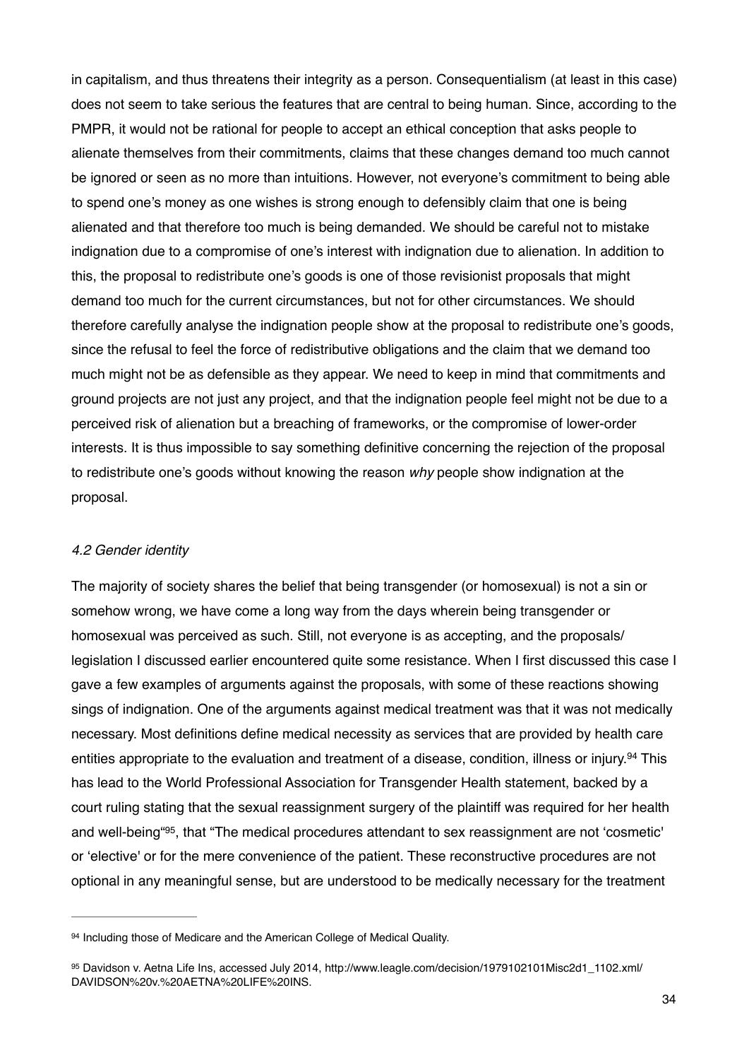in capitalism, and thus threatens their integrity as a person. Consequentialism (at least in this case) does not seem to take serious the features that are central to being human. Since, according to the PMPR, it would not be rational for people to accept an ethical conception that asks people to alienate themselves from their commitments, claims that these changes demand too much cannot be ignored or seen as no more than intuitions. However, not everyone's commitment to being able to spend one's money as one wishes is strong enough to defensibly claim that one is being alienated and that therefore too much is being demanded. We should be careful not to mistake indignation due to a compromise of one's interest with indignation due to alienation. In addition to this, the proposal to redistribute one's goods is one of those revisionist proposals that might demand too much for the current circumstances, but not for other circumstances. We should therefore carefully analyse the indignation people show at the proposal to redistribute one's goods, since the refusal to feel the force of redistributive obligations and the claim that we demand too much might not be as defensible as they appear. We need to keep in mind that commitments and ground projects are not just any project, and that the indignation people feel might not be due to a perceived risk of alienation but a breaching of frameworks, or the compromise of lower-order interests. It is thus impossible to say something definitive concerning the rejection of the proposal to redistribute one's goods without knowing the reason *why* people show indignation at the proposal.

### *4.2 Gender identity*

The majority of society shares the belief that being transgender (or homosexual) is not a sin or somehow wrong, we have come a long way from the days wherein being transgender or homosexual was perceived as such. Still, not everyone is as accepting, and the proposals/legislation I discussed earlier encountered quite some resistance. When I first discussed this case I gave a few examples of arguments against the proposals, with some of these reactions showing sings of indignation. One of the arguments against medical treatment was that it was not medically necessary. Most definitions define medical necessity as services that are provided by health care entities appropriate to the evaluation and treatment of a disease, condition, illness or injury.[94] This has lead to the World Professional Association for Transgender Health statement, backed by a court ruling stating that the sexual reassignment surgery of the plaintiff was required for her health and well-being"[95], that "The medical procedures attendant to sex reassignment are not 'cosmetic' or 'elective' or for the mere convenience of the patient. These reconstructive procedures are not optional in any meaningful sense, but are understood to be medically necessary for the treatment

---

[94] Including those of Medicare and the American College of Medical Quality.

[95] Davidson v. Aetna Life Ins, accessed July 2014, http://www.leagle.com/decision/1979102101Misc2d1_1102.xml/DAVIDSON%20v.%20AETNA%20LIFE%20INS.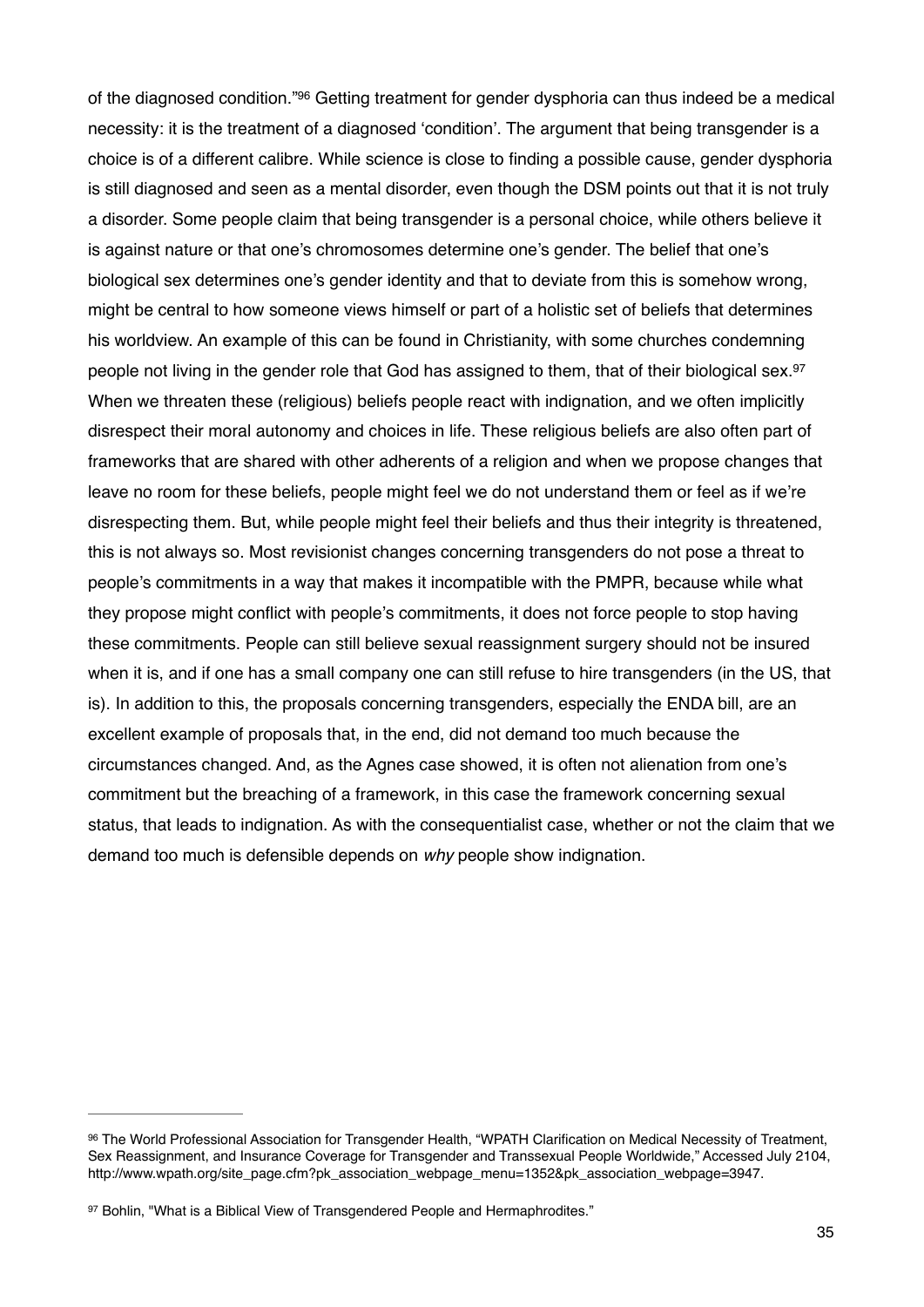of the diagnosed condition."[96] Getting treatment for gender dysphoria can thus indeed be a medical necessity: it is the treatment of a diagnosed 'condition'. The argument that being transgender is a choice is of a different calibre. While science is close to finding a possible cause, gender dysphoria is still diagnosed and seen as a mental disorder, even though the DSM points out that it is not truly a disorder. Some people claim that being transgender is a personal choice, while others believe it is against nature or that one's chromosomes determine one's gender. The belief that one's biological sex determines one's gender identity and that to deviate from this is somehow wrong, might be central to how someone views himself or part of a holistic set of beliefs that determines his worldview. An example of this can be found in Christianity, with some churches condemning people not living in the gender role that God has assigned to them, that of their biological sex.[97] When we threaten these (religious) beliefs people react with indignation, and we often implicitly disrespect their moral autonomy and choices in life. These religious beliefs are also often part of frameworks that are shared with other adherents of a religion and when we propose changes that leave no room for these beliefs, people might feel we do not understand them or feel as if we're disrespecting them. But, while people might feel their beliefs and thus their integrity is threatened, this is not always so. Most revisionist changes concerning transgenders do not pose a threat to people's commitments in a way that makes it incompatible with the PMPR, because while what they propose might conflict with people's commitments, it does not force people to stop having these commitments. People can still believe sexual reassignment surgery should not be insured when it is, and if one has a small company one can still refuse to hire transgenders (in the US, that is). In addition to this, the proposals concerning transgenders, especially the ENDA bill, are an excellent example of proposals that, in the end, did not demand too much because the circumstances changed. And, as the Agnes case showed, it is often not alienation from one's commitment but the breaching of a framework, in this case the framework concerning sexual status, that leads to indignation. As with the consequentialist case, whether or not the claim that we demand too much is defensible depends on *why* people show indignation.

---

[96] The World Professional Association for Transgender Health, "WPATH Clarification on Medical Necessity of Treatment, Sex Reassignment, and Insurance Coverage for Transgender and Transsexual People Worldwide," Accessed July 2104, http://www.wpath.org/site_page.cfm?pk_association_webpage_menu=1352&pk_association_webpage=3947.

[97] Bohlin, "What is a Biblical View of Transgendered People and Hermaphrodites."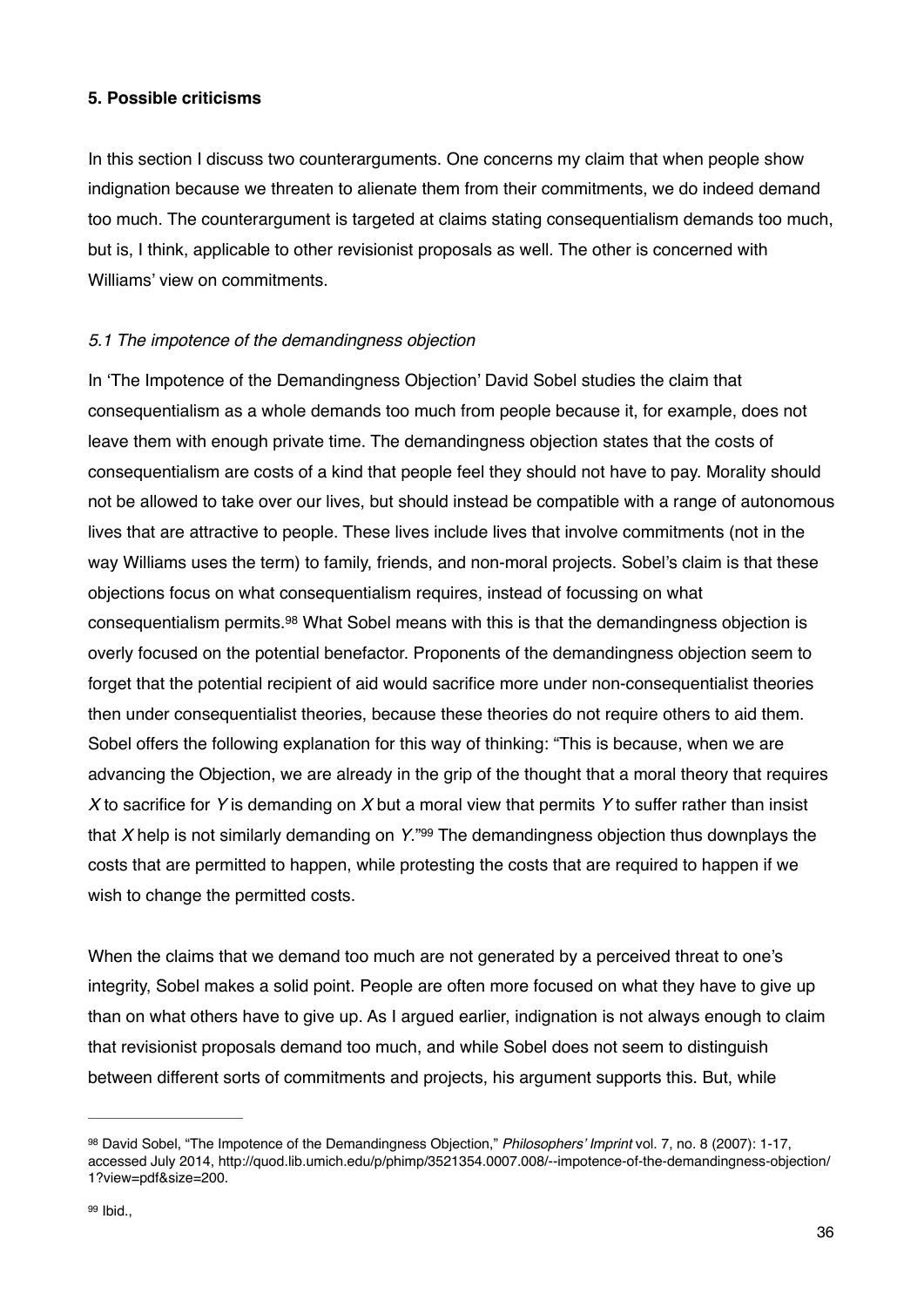**5. Possible criticisms**

In this section I discuss two counterarguments. One concerns my claim that when people show indignation because we threaten to alienate them from their commitments, we do indeed demand too much. The counterargument is targeted at claims stating consequentialism demands too much, but is, I think, applicable to other revisionist proposals as well. The other is concerned with Williams' view on commitments.

*5.1 The impotence of the demandingness objection*

In 'The Impotence of the Demandingness Objection' David Sobel studies the claim that consequentialism as a whole demands too much from people because it, for example, does not leave them with enough private time. The demandingness objection states that the costs of consequentialism are costs of a kind that people feel they should not have to pay. Morality should not be allowed to take over our lives, but should instead be compatible with a range of autonomous lives that are attractive to people. These lives include lives that involve commitments (not in the way Williams uses the term) to family, friends, and non-moral projects. Sobel's claim is that these objections focus on what consequentialism requires, instead of focussing on what consequentialism permits.[98] What Sobel means with this is that the demandingness objection is overly focused on the potential benefactor. Proponents of the demandingness objection seem to forget that the potential recipient of aid would sacrifice more under non-consequentialist theories then under consequentialist theories, because these theories do not require others to aid them. Sobel offers the following explanation for this way of thinking: "This is because, when we are advancing the Objection, we are already in the grip of the thought that a moral theory that requires *X* to sacrifice for *Y* is demanding on *X* but a moral view that permits *Y* to suffer rather than insist that *X* help is not similarly demanding on *Y*."[99] The demandingness objection thus downplays the costs that are permitted to happen, while protesting the costs that are required to happen if we wish to change the permitted costs.

When the claims that we demand too much are not generated by a perceived threat to one's integrity, Sobel makes a solid point. People are often more focused on what they have to give up than on what others have to give up. As I argued earlier, indignation is not always enough to claim that revisionist proposals demand too much, and while Sobel does not seem to distinguish between different sorts of commitments and projects, his argument supports this. But, while

---

[98] David Sobel, "The Impotence of the Demandingness Objection," *Philosophers' Imprint* vol. 7, no. 8 (2007): 1-17, accessed July 2014, http://quod.lib.umich.edu/p/phimp/3521354.0007.008/--impotence-of-the-demandingness-objection/1?view=pdf&size=200.

[99] Ibid.,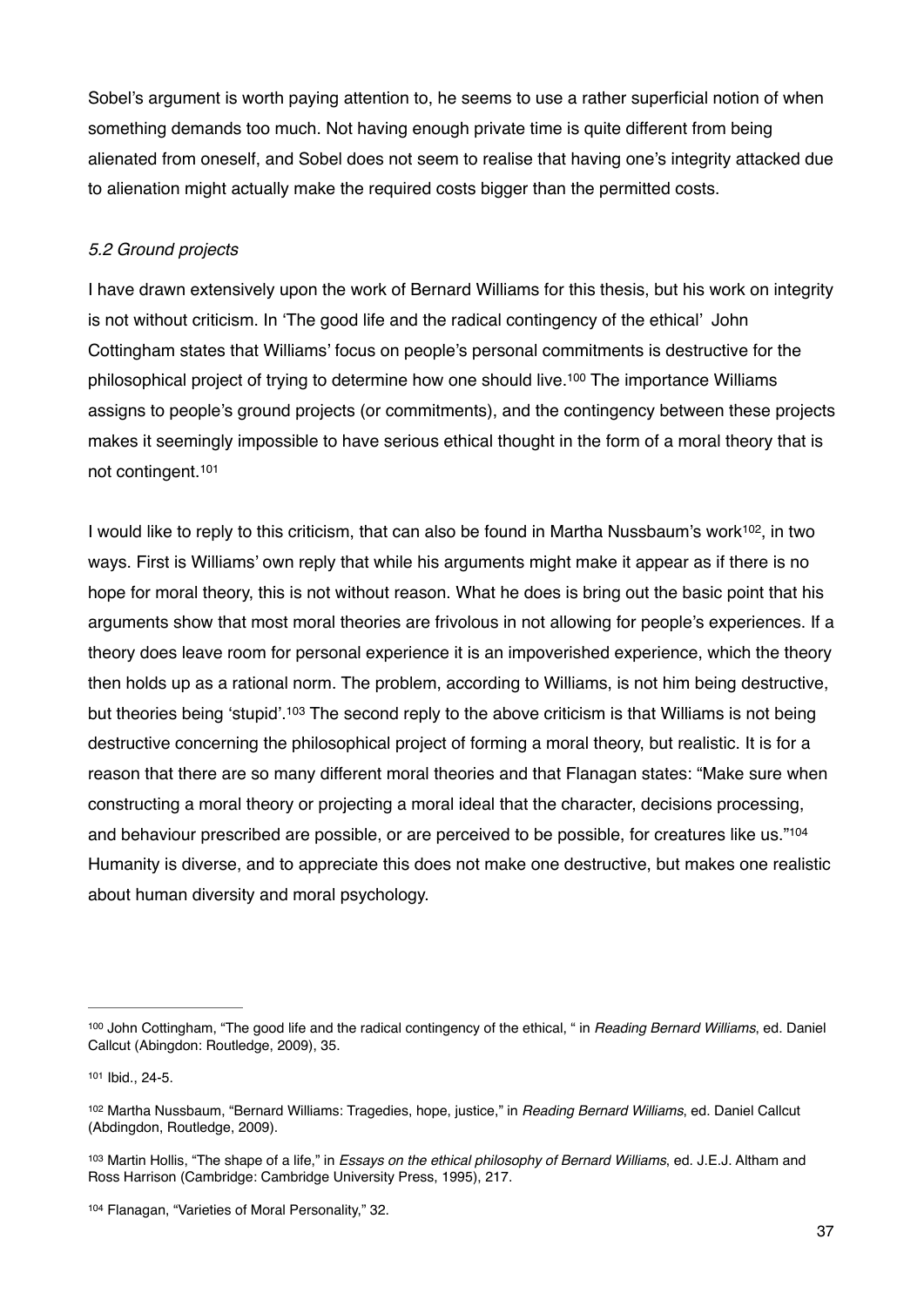Sobel's argument is worth paying attention to, he seems to use a rather superficial notion of when something demands too much. Not having enough private time is quite different from being alienated from oneself, and Sobel does not seem to realise that having one's integrity attacked due to alienation might actually make the required costs bigger than the permitted costs.

### *5.2 Ground projects*

I have drawn extensively upon the work of Bernard Williams for this thesis, but his work on integrity is not without criticism. In 'The good life and the radical contingency of the ethical' John Cottingham states that Williams' focus on people's personal commitments is destructive for the philosophical project of trying to determine how one should live.[100] The importance Williams assigns to people's ground projects (or commitments), and the contingency between these projects makes it seemingly impossible to have serious ethical thought in the form of a moral theory that is not contingent.[101]

I would like to reply to this criticism, that can also be found in Martha Nussbaum's work[102], in two ways. First is Williams' own reply that while his arguments might make it appear as if there is no hope for moral theory, this is not without reason. What he does is bring out the basic point that his arguments show that most moral theories are frivolous in not allowing for people's experiences. If a theory does leave room for personal experience it is an impoverished experience, which the theory then holds up as a rational norm. The problem, according to Williams, is not him being destructive, but theories being 'stupid'.[103] The second reply to the above criticism is that Williams is not being destructive concerning the philosophical project of forming a moral theory, but realistic. It is for a reason that there are so many different moral theories and that Flanagan states: "Make sure when constructing a moral theory or projecting a moral ideal that the character, decisions processing, and behaviour prescribed are possible, or are perceived to be possible, for creatures like us."[104] Humanity is diverse, and to appreciate this does not make one destructive, but makes one realistic about human diversity and moral psychology.

---

[100] John Cottingham, "The good life and the radical contingency of the ethical, " in *Reading Bernard Williams*, ed. Daniel Callcut (Abingdon: Routledge, 2009), 35.

[101] Ibid., 24-5.

[102] Martha Nussbaum, "Bernard Williams: Tragedies, hope, justice," in *Reading Bernard Williams*, ed. Daniel Callcut (Abdingdon, Routledge, 2009).

[103] Martin Hollis, "The shape of a life," in *Essays on the ethical philosophy of Bernard Williams*, ed. J.E.J. Altham and Ross Harrison (Cambridge: Cambridge University Press, 1995), 217.

[104] Flanagan, "Varieties of Moral Personality," 32.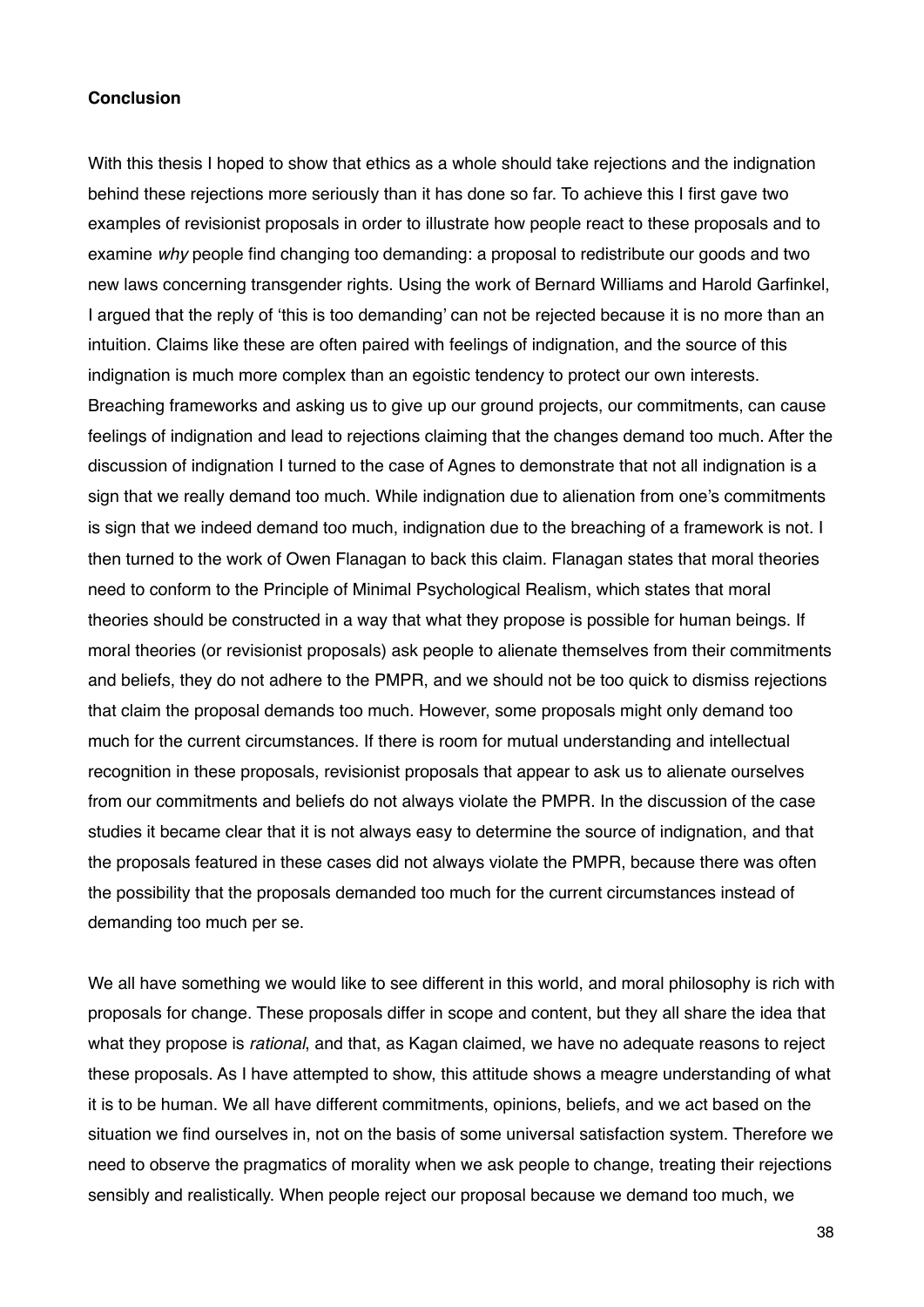**Conclusion**

With this thesis I hoped to show that ethics as a whole should take rejections and the indignation behind these rejections more seriously than it has done so far. To achieve this I first gave two examples of revisionist proposals in order to illustrate how people react to these proposals and to examine *why* people find changing too demanding: a proposal to redistribute our goods and two new laws concerning transgender rights. Using the work of Bernard Williams and Harold Garfinkel, I argued that the reply of 'this is too demanding' can not be rejected because it is no more than an intuition. Claims like these are often paired with feelings of indignation, and the source of this indignation is much more complex than an egoistic tendency to protect our own interests. Breaching frameworks and asking us to give up our ground projects, our commitments, can cause feelings of indignation and lead to rejections claiming that the changes demand too much. After the discussion of indignation I turned to the case of Agnes to demonstrate that not all indignation is a sign that we really demand too much. While indignation due to alienation from one's commitments is sign that we indeed demand too much, indignation due to the breaching of a framework is not. I then turned to the work of Owen Flanagan to back this claim. Flanagan states that moral theories need to conform to the Principle of Minimal Psychological Realism, which states that moral theories should be constructed in a way that what they propose is possible for human beings. If moral theories (or revisionist proposals) ask people to alienate themselves from their commitments and beliefs, they do not adhere to the PMPR, and we should not be too quick to dismiss rejections that claim the proposal demands too much. However, some proposals might only demand too much for the current circumstances. If there is room for mutual understanding and intellectual recognition in these proposals, revisionist proposals that appear to ask us to alienate ourselves from our commitments and beliefs do not always violate the PMPR. In the discussion of the case studies it became clear that it is not always easy to determine the source of indignation, and that the proposals featured in these cases did not always violate the PMPR, because there was often the possibility that the proposals demanded too much for the current circumstances instead of demanding too much per se.

We all have something we would like to see different in this world, and moral philosophy is rich with proposals for change. These proposals differ in scope and content, but they all share the idea that what they propose is *rational*, and that, as Kagan claimed, we have no adequate reasons to reject these proposals. As I have attempted to show, this attitude shows a meagre understanding of what it is to be human. We all have different commitments, opinions, beliefs, and we act based on the situation we find ourselves in, not on the basis of some universal satisfaction system. Therefore we need to observe the pragmatics of morality when we ask people to change, treating their rejections sensibly and realistically. When people reject our proposal because we demand too much, we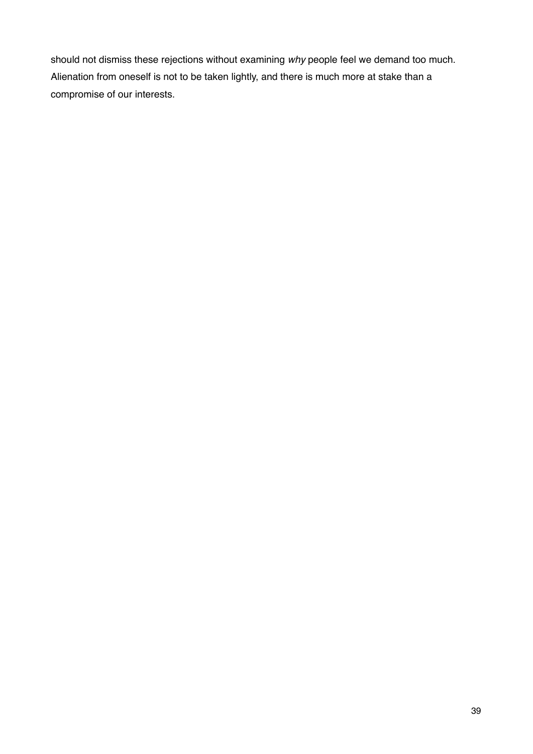should not dismiss these rejections without examining *why* people feel we demand too much. Alienation from oneself is not to be taken lightly, and there is much more at stake than a compromise of our interests.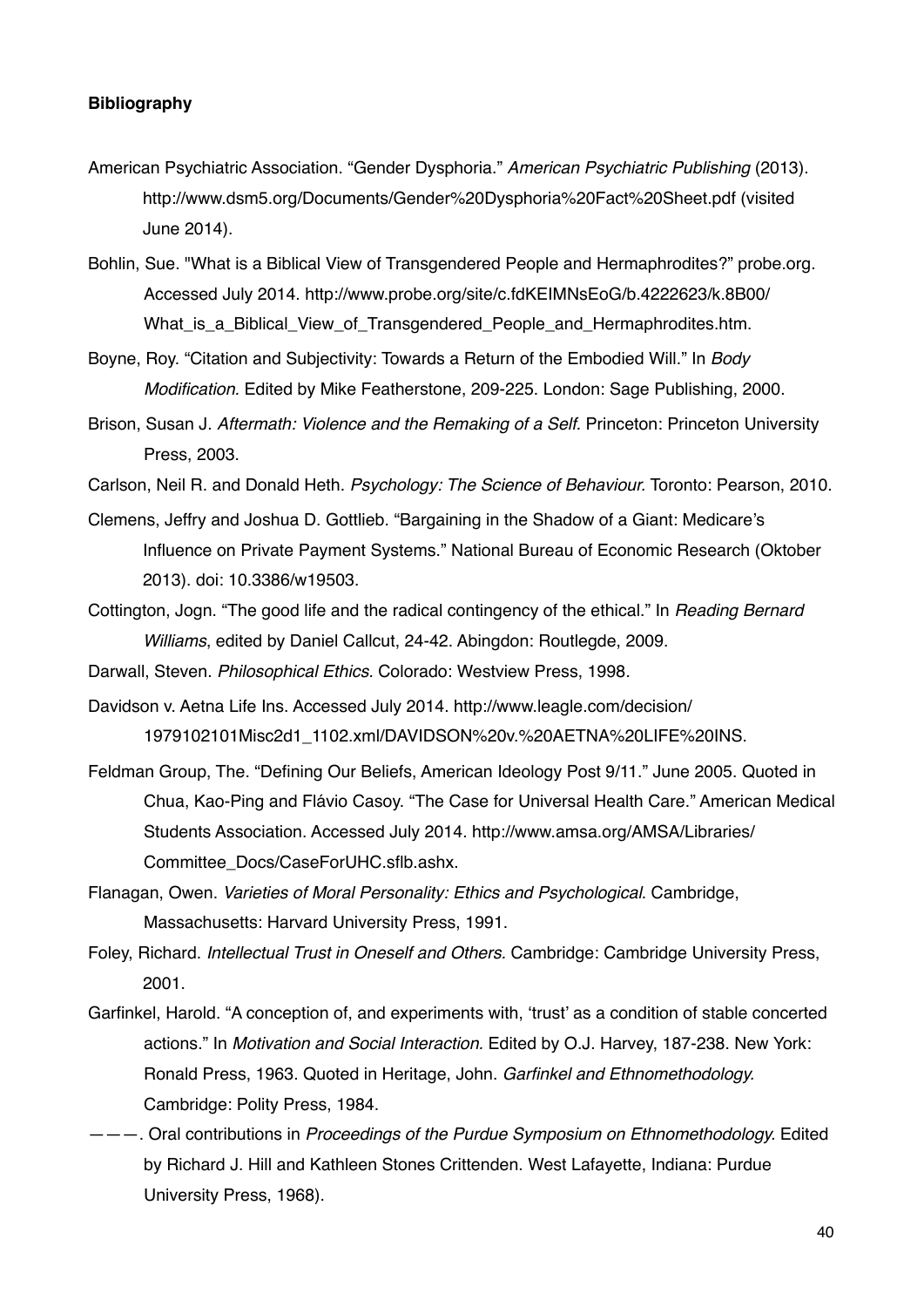**Bibliography**

American Psychiatric Association. "Gender Dysphoria." *American Psychiatric Publishing* (2013). http://www.dsm5.org/Documents/Gender%20Dysphoria%20Fact%20Sheet.pdf (visited June 2014).

Bohlin, Sue. "What is a Biblical View of Transgendered People and Hermaphrodites?" probe.org. Accessed July 2014. http://www.probe.org/site/c.fdKEIMNsEoG/b.4222623/k.8B00/What_is_a_Biblical_View_of_Transgendered_People_and_Hermaphrodites.htm.

Boyne, Roy. "Citation and Subjectivity: Towards a Return of the Embodied Will." In *Body Modification*. Edited by Mike Featherstone, 209-225. London: Sage Publishing, 2000.

Brison, Susan J. *Aftermath: Violence and the Remaking of a Self*. Princeton: Princeton University Press, 2003.

Carlson, Neil R. and Donald Heth. *Psychology: The Science of Behaviour.* Toronto: Pearson, 2010.

Clemens, Jeffry and Joshua D. Gottlieb. "Bargaining in the Shadow of a Giant: Medicare's Influence on Private Payment Systems." National Bureau of Economic Research (Oktober 2013). doi: 10.3386/w19503.

Cottington, Jogn. "The good life and the radical contingency of the ethical." In *Reading Bernard Williams*, edited by Daniel Callcut, 24-42. Abingdon: Routlegde, 2009.

Darwall, Steven. *Philosophical Ethics.* Colorado: Westview Press, 1998.

Davidson v. Aetna Life Ins. Accessed July 2014. http://www.leagle.com/decision/1979102101Misc2d1_1102.xml/DAVIDSON%20v.%20AETNA%20LIFE%20INS.

Feldman Group, The. "Defining Our Beliefs, American Ideology Post 9/11." June 2005. Quoted in Chua, Kao-Ping and Flávio Casoy. "The Case for Universal Health Care." American Medical Students Association. Accessed July 2014. http://www.amsa.org/AMSA/Libraries/Committee_Docs/CaseForUHC.sflb.ashx.

Flanagan, Owen. *Varieties of Moral Personality: Ethics and Psychological*. Cambridge, Massachusetts: Harvard University Press, 1991.

Foley, Richard. *Intellectual Trust in Oneself and Others.* Cambridge: Cambridge University Press, 2001.

Garfinkel, Harold. "A conception of, and experiments with, 'trust' as a condition of stable concerted actions." In *Motivation and Social Interaction.* Edited by O.J. Harvey, 187-238. New York: Ronald Press, 1963. Quoted in Heritage, John. *Garfinkel and Ethnomethodology.* Cambridge: Polity Press, 1984.

———. Oral contributions in *Proceedings of the Purdue Symposium on Ethnomethodology.* Edited by Richard J. Hill and Kathleen Stones Crittenden. West Lafayette, Indiana: Purdue University Press, 1968).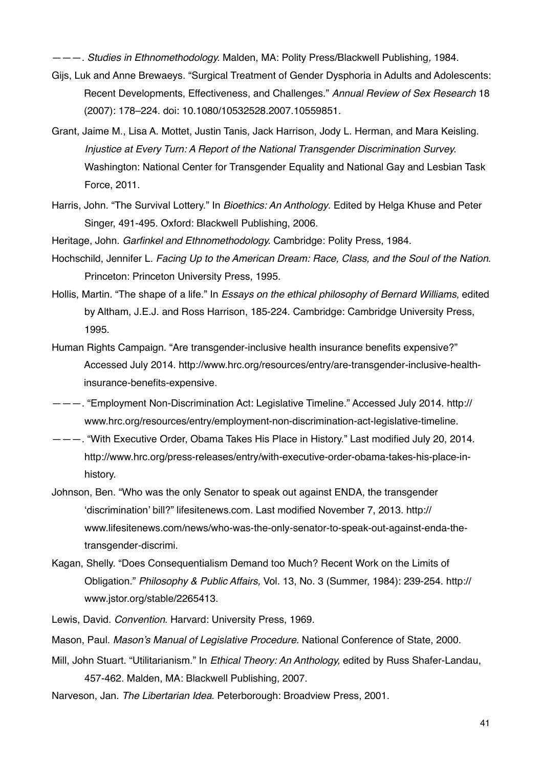———. *Studies in Ethnomethodology.* Malden, MA: Polity Press/Blackwell Publishing, 1984.

Gijs, Luk and Anne Brewaeys. "Surgical Treatment of Gender Dysphoria in Adults and Adolescents: Recent Developments, Effectiveness, and Challenges." *Annual Review of Sex Research* 18 (2007): 178–224. doi: 10.1080/10532528.2007.10559851.

Grant, Jaime M., Lisa A. Mottet, Justin Tanis, Jack Harrison, Jody L. Herman, and Mara Keisling. *Injustice at Every Turn: A Report of the National Transgender Discrimination Survey.* Washington: National Center for Transgender Equality and National Gay and Lesbian Task Force, 2011.

Harris, John. "The Survival Lottery." In *Bioethics: An Anthology.* Edited by Helga Khuse and Peter Singer, 491-495. Oxford: Blackwell Publishing, 2006.

Heritage, John. *Garfinkel and Ethnomethodology.* Cambridge: Polity Press, 1984.

Hochschild, Jennifer L. *Facing Up to the American Dream: Race, Class, and the Soul of the Nation*. Princeton: Princeton University Press, 1995.

Hollis, Martin. "The shape of a life." In *Essays on the ethical philosophy of Bernard Williams*, edited by Altham, J.E.J. and Ross Harrison, 185-224. Cambridge: Cambridge University Press, 1995.

Human Rights Campaign. "Are transgender-inclusive health insurance benefits expensive?" Accessed July 2014. http://www.hrc.org/resources/entry/are-transgender-inclusive-health-insurance-benefits-expensive.

———. "Employment Non-Discrimination Act: Legislative Timeline." Accessed July 2014. http://www.hrc.org/resources/entry/employment-non-discrimination-act-legislative-timeline.

———. "With Executive Order, Obama Takes His Place in History." Last modified July 20, 2014. http://www.hrc.org/press-releases/entry/with-executive-order-obama-takes-his-place-in-history.

Johnson, Ben. "Who was the only Senator to speak out against ENDA, the transgender 'discrimination' bill?" lifesitenews.com. Last modified November 7, 2013. http://www.lifesitenews.com/news/who-was-the-only-senator-to-speak-out-against-enda-the-transgender-discrimi.

Kagan, Shelly. "Does Consequentialism Demand too Much? Recent Work on the Limits of Obligation." *Philosophy & Public Affairs,* Vol. 13, No. 3 (Summer, 1984): 239-254. http://www.jstor.org/stable/2265413.

Lewis, David. *Convention*. Harvard: University Press, 1969.

Mason, Paul. *Mason's Manual of Legislative Procedure.* National Conference of State, 2000.

Mill, John Stuart. "Utilitarianism." In *Ethical Theory: An Anthology,* edited by Russ Shafer-Landau, 457-462. Malden, MA: Blackwell Publishing, 2007.

Narveson, Jan. *The Libertarian Idea*. Peterborough: Broadview Press, 2001.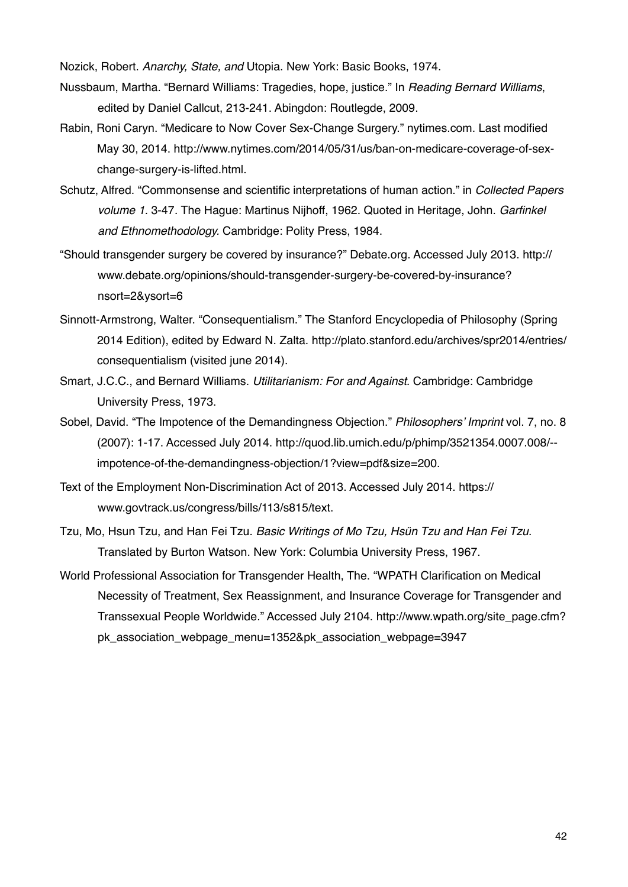Nozick, Robert. *Anarchy, State, and* Utopia. New York: Basic Books, 1974.

Nussbaum, Martha. "Bernard Williams: Tragedies, hope, justice." In *Reading Bernard Williams*, edited by Daniel Callcut, 213-241. Abingdon: Routlegde, 2009.

Rabin, Roni Caryn. "Medicare to Now Cover Sex-Change Surgery." nytimes.com. Last modified May 30, 2014. http://www.nytimes.com/2014/05/31/us/ban-on-medicare-coverage-of-sex-change-surgery-is-lifted.html.

Schutz, Alfred. "Commonsense and scientific interpretations of human action." in *Collected Papers volume 1.* 3-47. The Hague: Martinus Nijhoff, 1962. Quoted in Heritage, John. *Garfinkel and Ethnomethodology.* Cambridge: Polity Press, 1984.

"Should transgender surgery be covered by insurance?" Debate.org. Accessed July 2013. http://www.debate.org/opinions/should-transgender-surgery-be-covered-by-insurance?nsort=2&ysort=6

Sinnott-Armstrong, Walter. "Consequentialism." The Stanford Encyclopedia of Philosophy (Spring 2014 Edition), edited by Edward N. Zalta. http://plato.stanford.edu/archives/spr2014/entries/consequentialism (visited june 2014).

Smart, J.C.C., and Bernard Williams. *Utilitarianism: For and Against*. Cambridge: Cambridge University Press, 1973.

Sobel, David. "The Impotence of the Demandingness Objection." *Philosophers' Imprint* vol. 7, no. 8 (2007): 1-17. Accessed July 2014. http://quod.lib.umich.edu/p/phimp/3521354.0007.008/--impotence-of-the-demandingness-objection/1?view=pdf&size=200.

Text of the Employment Non-Discrimination Act of 2013. Accessed July 2014. https://www.govtrack.us/congress/bills/113/s815/text.

Tzu, Mo, Hsun Tzu, and Han Fei Tzu. *Basic Writings of Mo Tzu, Hsün Tzu and Han Fei Tzu.* Translated by Burton Watson. New York: Columbia University Press, 1967.

World Professional Association for Transgender Health, The. "WPATH Clarification on Medical Necessity of Treatment, Sex Reassignment, and Insurance Coverage for Transgender and Transsexual People Worldwide." Accessed July 2104. http://www.wpath.org/site_page.cfm?pk_association_webpage_menu=1352&pk_association_webpage=3947